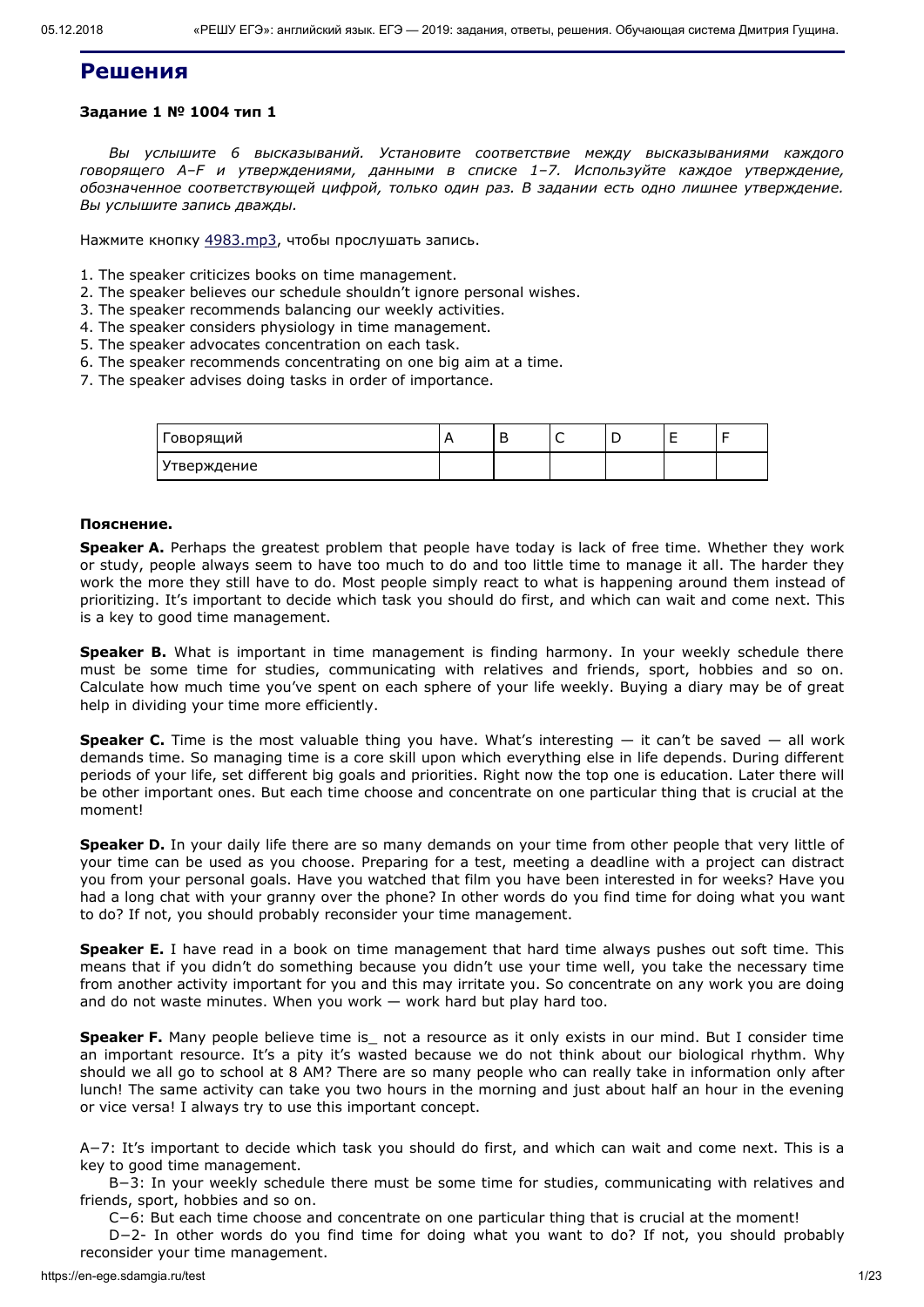# Решения

**Задание 1 № 1004 тип 1**

*Вы услышите 6 высказываний. Установите соответствие между высказываниями каждого говорящего A–F и утверждениями, данными в списке 1–7. Используйте каждое утверждение, обозначенное соответствующей цифрой, только один раз. В задании есть одно лишнее утверждение. Вы услышите запись дважды.*

Нажмите кнопку 4983.mp3, чтобы прослушать запись.

1. The speaker criticizes books on time management.
2. The speaker believes our schedule shouldn't ignore personal wishes.
3. The speaker recommends balancing our weekly activities.
4. The speaker considers physiology in time management.
5. The speaker advocates concentration on each task.
6. The speaker recommends concentrating on one big aim at a time.
7. The speaker advises doing tasks in order of importance.

| Говорящий | A | B | C | D | E | F |
|---|---|---|---|---|---|---|
| Утверждение | | | | | | |

**Пояснение.**

**Speaker A.** Perhaps the greatest problem that people have today is lack of free time. Whether they work or study, people always seem to have too much to do and too little time to manage it all. The harder they work the more they still have to do. Most people simply react to what is happening around them instead of prioritizing. It's important to decide which task you should do first, and which can wait and come next. This is a key to good time management.

**Speaker B.** What is important in time management is finding harmony. In your weekly schedule there must be some time for studies, communicating with relatives and friends, sport, hobbies and so on. Calculate how much time you've spent on each sphere of your life weekly. Buying a diary may be of great help in dividing your time more efficiently.

**Speaker C.** Time is the most valuable thing you have. What's interesting — it can't be saved — all work demands time. So managing time is a core skill upon which everything else in life depends. During different periods of your life, set different big goals and priorities. Right now the top one is education. Later there will be other important ones. But each time choose and concentrate on one particular thing that is crucial at the moment!

**Speaker D.** In your daily life there are so many demands on your time from other people that very little of your time can be used as you choose. Preparing for a test, meeting a deadline with a project can distract you from your personal goals. Have you watched that film you have been interested in for weeks? Have you had a long chat with your granny over the phone? In other words do you find time for doing what you want to do? If not, you should probably reconsider your time management.

**Speaker E.** I have read in a book on time management that hard time always pushes out soft time. This means that if you didn't do something because you didn't use your time well, you take the necessary time from another activity important for you and this may irritate you. So concentrate on any work you are doing and do not waste minutes. When you work — work hard but play hard too.

**Speaker F.** Many people believe time is_ not a resource as it only exists in our mind. But I consider time an important resource. It's a pity it's wasted because we do not think about our biological rhythm. Why should we all go to school at 8 AM? There are so many people who can really take in information only after lunch! The same activity can take you two hours in the morning and just about half an hour in the evening or vice versa! I always try to use this important concept.

A−7: It's important to decide which task you should do first, and which can wait and come next. This is a key to good time management.

B−3: In your weekly schedule there must be some time for studies, communicating with relatives and friends, sport, hobbies and so on.

C−6: But each time choose and concentrate on one particular thing that is crucial at the moment!

D−2- In other words do you find time for doing what you want to do? If not, you should probably reconsider your time management.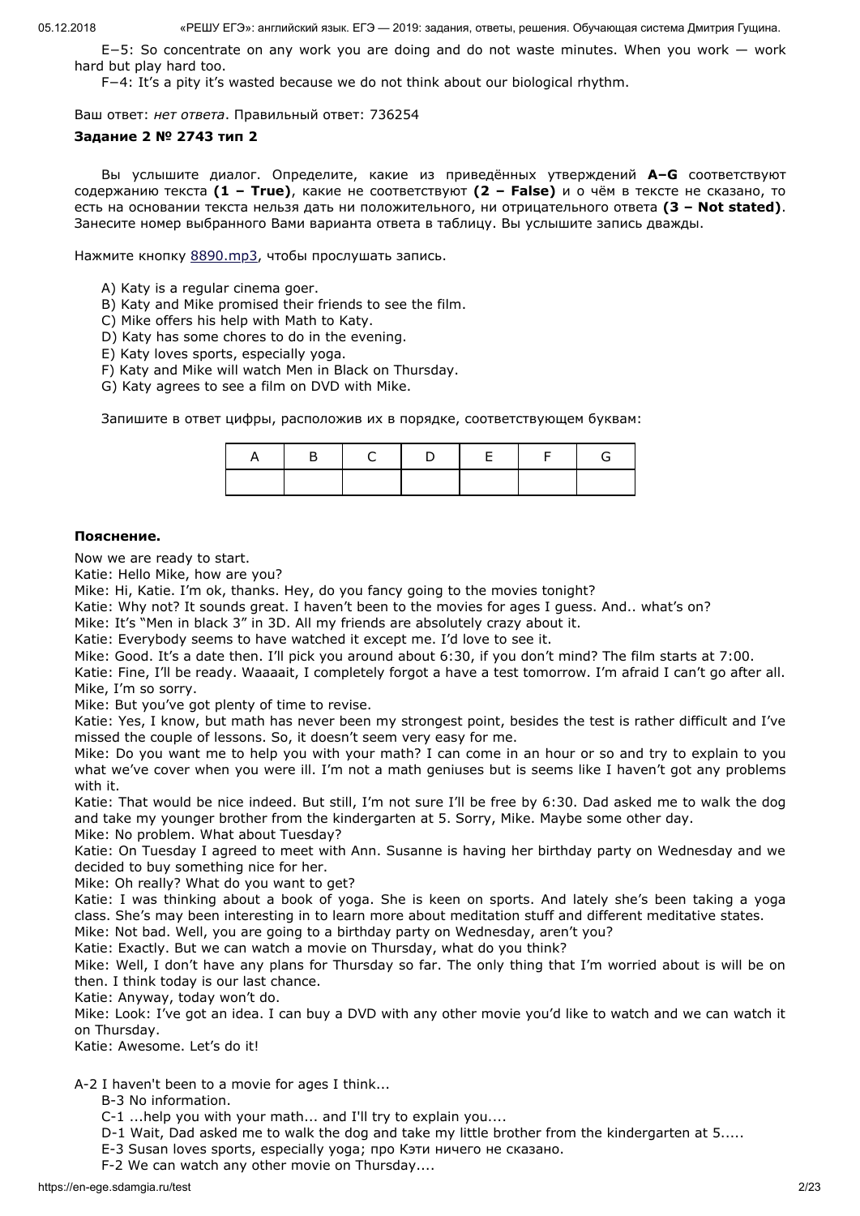E−5: So concentrate on any work you are doing and do not waste minutes. When you work — work hard but play hard too.

F−4: It's a pity it's wasted because we do not think about our biological rhythm.

Ваш ответ: *нет ответа*. Правильный ответ: 736254

**Задание 2 № 2743 тип 2**

Вы услышите диалог. Определите, какие из приведённых утверждений **A–G** соответствуют содержанию текста **(1 – True)**, какие не соответствуют **(2 – False)** и о чём в тексте не сказано, то есть на основании текста нельзя дать ни положительного, ни отрицательного ответа **(3 – Not stated)**. Занесите номер выбранного Вами варианта ответа в таблицу. Вы услышите запись дважды.

Нажмите кнопку 8890.mp3, чтобы прослушать запись.

A) Katy is a regular cinema goer.
B) Katy and Mike promised their friends to see the film.
C) Mike offers his help with Math to Katy.
D) Katy has some chores to do in the evening.
E) Katy loves sports, especially yoga.
F) Katy and Mike will watch Men in Black on Thursday.
G) Katy agrees to see a film on DVD with Mike.

Запишите в ответ цифры, расположив их в порядке, соответствующем буквам:

| A | B | C | D | E | F | G |
|---|---|---|---|---|---|---|
| | | | | | | |

**Пояснение.**

Now we are ready to start.

Katie: Hello Mike, how are you?

Mike: Hi, Katie. I'm ok, thanks. Hey, do you fancy going to the movies tonight?

Katie: Why not? It sounds great. I haven't been to the movies for ages I guess. And.. what's on?

Mike: It's "Men in black 3" in 3D. All my friends are absolutely crazy about it.

Katie: Everybody seems to have watched it except me. I'd love to see it.

Mike: Good. It's a date then. I'll pick you around about 6:30, if you don't mind? The film starts at 7:00.

Katie: Fine, I'll be ready. Waaaait, I completely forgot a have a test tomorrow. I'm afraid I can't go after all. Mike, I'm so sorry.

Mike: But you've got plenty of time to revise.

Katie: Yes, I know, but math has never been my strongest point, besides the test is rather difficult and I've missed the couple of lessons. So, it doesn't seem very easy for me.

Mike: Do you want me to help you with your math? I can come in an hour or so and try to explain to you what we've cover when you were ill. I'm not a math geniuses but is seems like I haven't got any problems with it.

Katie: That would be nice indeed. But still, I'm not sure I'll be free by 6:30. Dad asked me to walk the dog and take my younger brother from the kindergarten at 5. Sorry, Mike. Maybe some other day.

Mike: No problem. What about Tuesday?

Katie: On Tuesday I agreed to meet with Ann. Susanne is having her birthday party on Wednesday and we decided to buy something nice for her.

Mike: Oh really? What do you want to get?

Katie: I was thinking about a book of yoga. She is keen on sports. And lately she's been taking a yoga class. She's may been interesting in to learn more about meditation stuff and different meditative states.

Mike: Not bad. Well, you are going to a birthday party on Wednesday, aren't you?

Katie: Exactly. But we can watch a movie on Thursday, what do you think?

Mike: Well, I don't have any plans for Thursday so far. The only thing that I'm worried about is will be on then. I think today is our last chance.

Katie: Anyway, today won't do.

Mike: Look: I've got an idea. I can buy a DVD with any other movie you'd like to watch and we can watch it on Thursday.

Katie: Awesome. Let's do it!

A-2 I haven't been to a movie for ages I think...

B-3 No information.

C-1 ...help you with your math... and I'll try to explain you....

D-1 Wait, Dad asked me to walk the dog and take my little brother from the kindergarten at 5.....

E-3 Susan loves sports, especially yoga; про Кэти ничего не сказано.

F-2 We can watch any other movie on Thursday....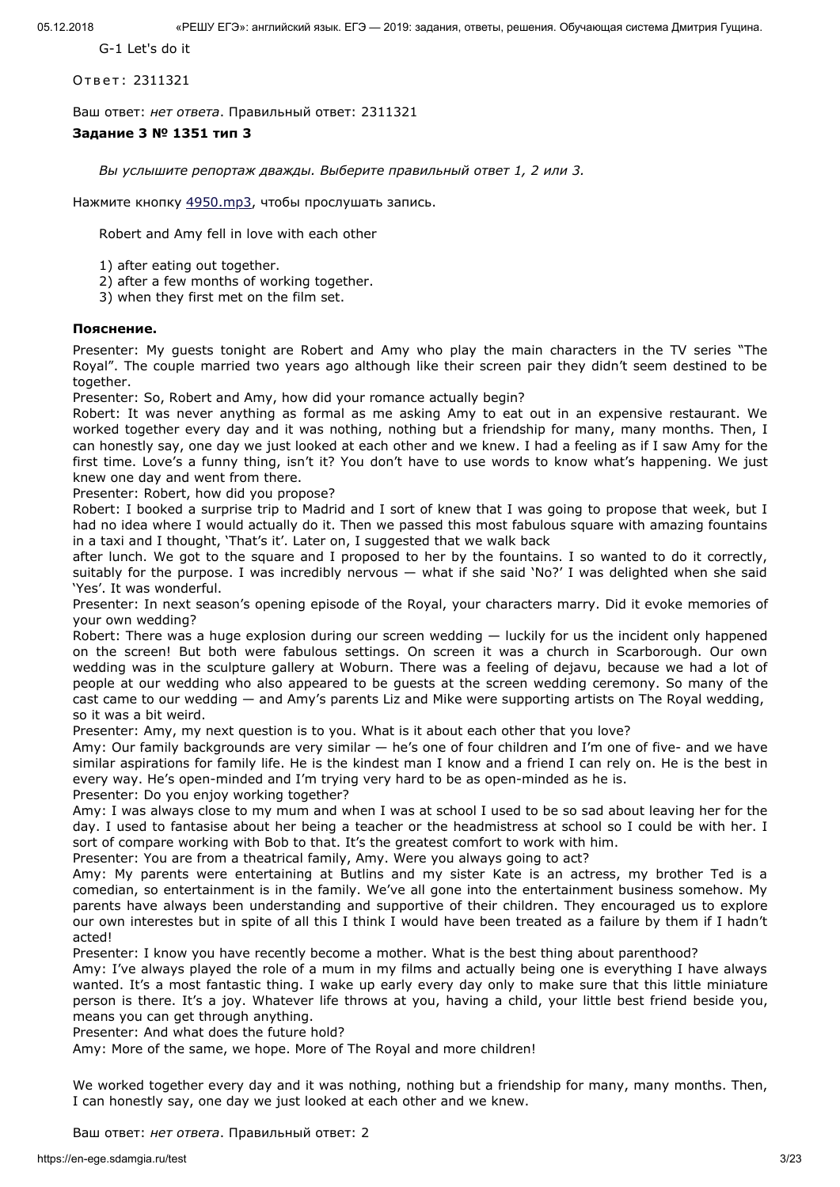G-1 Let's do it

Ответ: 2311321

Ваш ответ: *нет ответа*. Правильный ответ: 2311321

**Задание 3 № 1351 тип 3**

*Вы услышите репортаж дважды. Выберите правильный ответ 1, 2 или 3.*

Нажмите кнопку 4950.mp3, чтобы прослушать запись.

Robert and Amy fell in love with each other

1) after eating out together.
2) after a few months of working together.
3) when they first met on the film set.

**Пояснение.**

Presenter: My guests tonight are Robert and Amy who play the main characters in the TV series “The Royal”. The couple married two years ago although like their screen pair they didn’t seem destined to be together.

Presenter: So, Robert and Amy, how did your romance actually begin?

Robert: It was never anything as formal as me asking Amy to eat out in an expensive restaurant. We worked together every day and it was nothing, nothing but a friendship for many, many months. Then, I can honestly say, one day we just looked at each other and we knew. I had a feeling as if I saw Amy for the first time. Love’s a funny thing, isn’t it? You don’t have to use words to know what’s happening. We just knew one day and went from there.

Presenter: Robert, how did you propose?

Robert: I booked a surprise trip to Madrid and I sort of knew that I was going to propose that week, but I had no idea where I would actually do it. Then we passed this most fabulous square with amazing fountains in a taxi and I thought, ‘That’s it’. Later on, I suggested that we walk back after lunch. We got to the square and I proposed to her by the fountains. I so wanted to do it correctly, suitably for the purpose. I was incredibly nervous — what if she said ‘No?’ I was delighted when she said ‘Yes’. It was wonderful.

Presenter: In next season’s opening episode of the Royal, your characters marry. Did it evoke memories of your own wedding?

Robert: There was a huge explosion during our screen wedding — luckily for us the incident only happened on the screen! But both were fabulous settings. On screen it was a church in Scarborough. Our own wedding was in the sculpture gallery at Woburn. There was a feeling of dejavu, because we had a lot of people at our wedding who also appeared to be guests at the screen wedding ceremony. So many of the cast came to our wedding — and Amy’s parents Liz and Mike were supporting artists on The Royal wedding, so it was a bit weird.

Presenter: Amy, my next question is to you. What is it about each other that you love?

Amy: Our family backgrounds are very similar — he’s one of four children and I’m one of five- and we have similar aspirations for family life. He is the kindest man I know and a friend I can rely on. He is the best in every way. He’s open-minded and I’m trying very hard to be as open-minded as he is.

Presenter: Do you enjoy working together?

Amy: I was always close to my mum and when I was at school I used to be so sad about leaving her for the day. I used to fantasise about her being a teacher or the headmistress at school so I could be with her. I sort of compare working with Bob to that. It’s the greatest comfort to work with him.

Presenter: You are from a theatrical family, Amy. Were you always going to act?

Amy: My parents were entertaining at Butlins and my sister Kate is an actress, my brother Ted is a comedian, so entertainment is in the family. We’ve all gone into the entertainment business somehow. My parents have always been understanding and supportive of their children. They encouraged us to explore our own interestes but in spite of all this I think I would have been treated as a failure by them if I hadn’t acted!

Presenter: I know you have recently become a mother. What is the best thing about parenthood?

Amy: I’ve always played the role of a mum in my films and actually being one is everything I have always wanted. It’s a most fantastic thing. I wake up early every day only to make sure that this little miniature person is there. It’s a joy. Whatever life throws at you, having a child, your little best friend beside you, means you can get through anything.

Presenter: And what does the future hold?

Amy: More of the same, we hope. More of The Royal and more children!

We worked together every day and it was nothing, nothing but a friendship for many, many months. Then, I can honestly say, one day we just looked at each other and we knew.

Ваш ответ: *нет ответа*. Правильный ответ: 2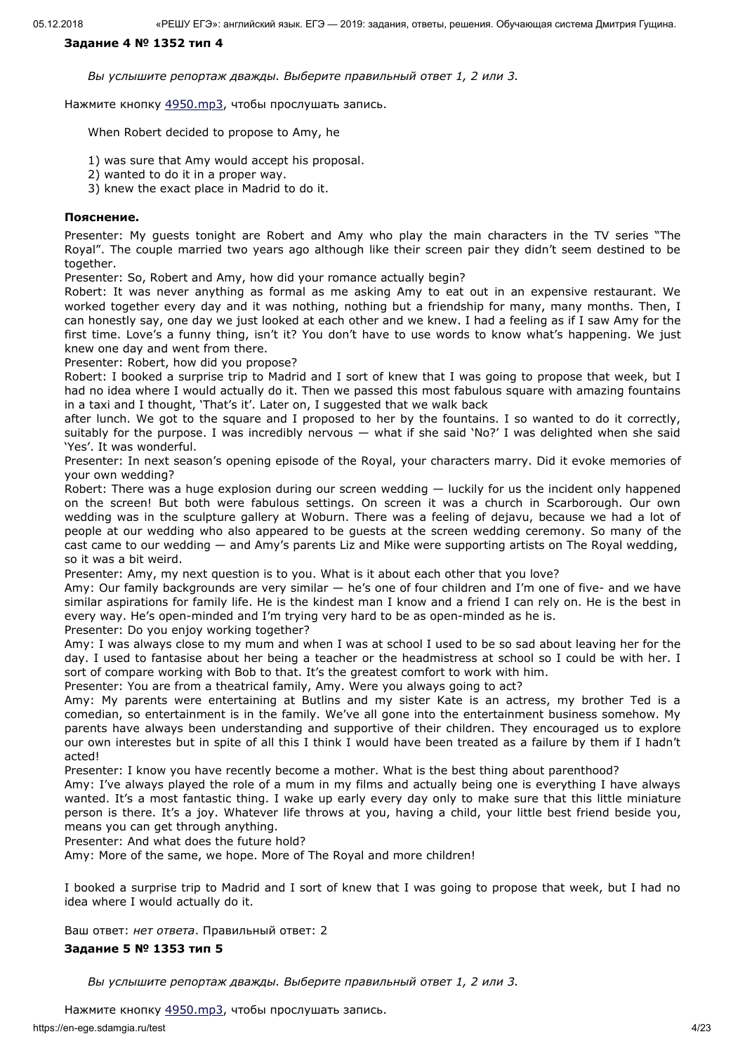**Задание 4 № 1352 тип 4**

*Вы услышите репортаж дважды. Выберите правильный ответ 1, 2 или 3.*

Нажмите кнопку 4950.mp3, чтобы прослушать запись.

When Robert decided to propose to Amy, he

1) was sure that Amy would accept his proposal.
2) wanted to do it in a proper way.
3) knew the exact place in Madrid to do it.

**Пояснение.**

Presenter: My guests tonight are Robert and Amy who play the main characters in the TV series "The Royal". The couple married two years ago although like their screen pair they didn't seem destined to be together.

Presenter: So, Robert and Amy, how did your romance actually begin?

Robert: It was never anything as formal as me asking Amy to eat out in an expensive restaurant. We worked together every day and it was nothing, nothing but a friendship for many, many months. Then, I can honestly say, one day we just looked at each other and we knew. I had a feeling as if I saw Amy for the first time. Love's a funny thing, isn't it? You don't have to use words to know what's happening. We just knew one day and went from there.

Presenter: Robert, how did you propose?

Robert: I booked a surprise trip to Madrid and I sort of knew that I was going to propose that week, but I had no idea where I would actually do it. Then we passed this most fabulous square with amazing fountains in a taxi and I thought, 'That's it'. Later on, I suggested that we walk back after lunch. We got to the square and I proposed to her by the fountains. I so wanted to do it correctly, suitably for the purpose. I was incredibly nervous — what if she said 'No?' I was delighted when she said 'Yes'. It was wonderful.

Presenter: In next season's opening episode of the Royal, your characters marry. Did it evoke memories of your own wedding?

Robert: There was a huge explosion during our screen wedding — luckily for us the incident only happened on the screen! But both were fabulous settings. On screen it was a church in Scarborough. Our own wedding was in the sculpture gallery at Woburn. There was a feeling of dejavu, because we had a lot of people at our wedding who also appeared to be guests at the screen wedding ceremony. So many of the cast came to our wedding — and Amy's parents Liz and Mike were supporting artists on The Royal wedding, so it was a bit weird.

Presenter: Amy, my next question is to you. What is it about each other that you love?

Amy: Our family backgrounds are very similar — he's one of four children and I'm one of five- and we have similar aspirations for family life. He is the kindest man I know and a friend I can rely on. He is the best in every way. He's open-minded and I'm trying very hard to be as open-minded as he is.

Presenter: Do you enjoy working together?

Amy: I was always close to my mum and when I was at school I used to be so sad about leaving her for the day. I used to fantasise about her being a teacher or the headmistress at school so I could be with her. I sort of compare working with Bob to that. It's the greatest comfort to work with him.

Presenter: You are from a theatrical family, Amy. Were you always going to act?

Amy: My parents were entertaining at Butlins and my sister Kate is an actress, my brother Ted is a comedian, so entertainment is in the family. We've all gone into the entertainment business somehow. My parents have always been understanding and supportive of their children. They encouraged us to explore our own interestes but in spite of all this I think I would have been treated as a failure by them if I hadn't acted!

Presenter: I know you have recently become a mother. What is the best thing about parenthood?

Amy: I've always played the role of a mum in my films and actually being one is everything I have always wanted. It's a most fantastic thing. I wake up early every day only to make sure that this little miniature person is there. It's a joy. Whatever life throws at you, having a child, your little best friend beside you, means you can get through anything.

Presenter: And what does the future hold?

Amy: More of the same, we hope. More of The Royal and more children!

I booked a surprise trip to Madrid and I sort of knew that I was going to propose that week, but I had no idea where I would actually do it.

Ваш ответ: *нет ответа*. Правильный ответ: 2

**Задание 5 № 1353 тип 5**

*Вы услышите репортаж дважды. Выберите правильный ответ 1, 2 или 3.*

Нажмите кнопку 4950.mp3, чтобы прослушать запись.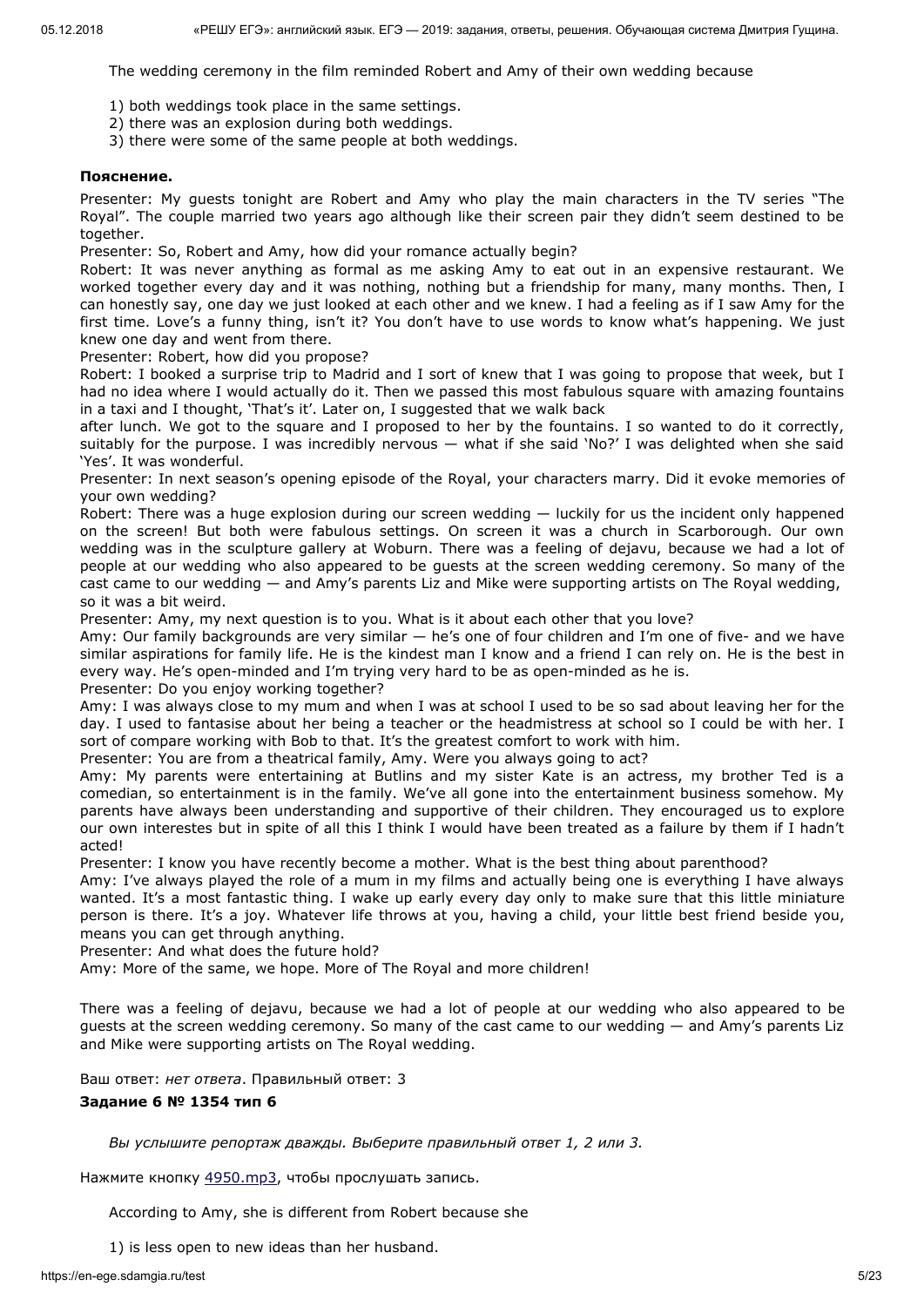The wedding ceremony in the film reminded Robert and Amy of their own wedding because

1) both weddings took place in the same settings.
2) there was an explosion during both weddings.
3) there were some of the same people at both weddings.

**Пояснение.**

Presenter: My guests tonight are Robert and Amy who play the main characters in the TV series "The Royal". The couple married two years ago although like their screen pair they didn't seem destined to be together.

Presenter: So, Robert and Amy, how did your romance actually begin?

Robert: It was never anything as formal as me asking Amy to eat out in an expensive restaurant. We worked together every day and it was nothing, nothing but a friendship for many, many months. Then, I can honestly say, one day we just looked at each other and we knew. I had a feeling as if I saw Amy for the first time. Love's a funny thing, isn't it? You don't have to use words to know what's happening. We just knew one day and went from there.

Presenter: Robert, how did you propose?

Robert: I booked a surprise trip to Madrid and I sort of knew that I was going to propose that week, but I had no idea where I would actually do it. Then we passed this most fabulous square with amazing fountains in a taxi and I thought, 'That's it'. Later on, I suggested that we walk back after lunch. We got to the square and I proposed to her by the fountains. I so wanted to do it correctly, suitably for the purpose. I was incredibly nervous — what if she said 'No?' I was delighted when she said 'Yes'. It was wonderful.

Presenter: In next season's opening episode of the Royal, your characters marry. Did it evoke memories of your own wedding?

Robert: There was a huge explosion during our screen wedding — luckily for us the incident only happened on the screen! But both were fabulous settings. On screen it was a church in Scarborough. Our own wedding was in the sculpture gallery at Woburn. There was a feeling of dejavu, because we had a lot of people at our wedding who also appeared to be guests at the screen wedding ceremony. So many of the cast came to our wedding — and Amy's parents Liz and Mike were supporting artists on The Royal wedding, so it was a bit weird.

Presenter: Amy, my next question is to you. What is it about each other that you love?

Amy: Our family backgrounds are very similar — he's one of four children and I'm one of five- and we have similar aspirations for family life. He is the kindest man I know and a friend I can rely on. He is the best in every way. He's open-minded and I'm trying very hard to be as open-minded as he is.

Presenter: Do you enjoy working together?

Amy: I was always close to my mum and when I was at school I used to be so sad about leaving her for the day. I used to fantasise about her being a teacher or the headmistress at school so I could be with her. I sort of compare working with Bob to that. It's the greatest comfort to work with him.

Presenter: You are from a theatrical family, Amy. Were you always going to act?

Amy: My parents were entertaining at Butlins and my sister Kate is an actress, my brother Ted is a comedian, so entertainment is in the family. We've all gone into the entertainment business somehow. My parents have always been understanding and supportive of their children. They encouraged us to explore our own interestes but in spite of all this I think I would have been treated as a failure by them if I hadn't acted!

Presenter: I know you have recently become a mother. What is the best thing about parenthood?

Amy: I've always played the role of a mum in my films and actually being one is everything I have always wanted. It's a most fantastic thing. I wake up early every day only to make sure that this little miniature person is there. It's a joy. Whatever life throws at you, having a child, your little best friend beside you, means you can get through anything.

Presenter: And what does the future hold?

Amy: More of the same, we hope. More of The Royal and more children!

There was a feeling of dejavu, because we had a lot of people at our wedding who also appeared to be guests at the screen wedding ceremony. So many of the cast came to our wedding — and Amy's parents Liz and Mike were supporting artists on The Royal wedding.

Ваш ответ: *нет ответа*. Правильный ответ: 3

**Задание 6 № 1354 тип 6**

*Вы услышите репортаж дважды. Выберите правильный ответ 1, 2 или 3.*

Нажмите кнопку 4950.mp3, чтобы прослушать запись.

According to Amy, she is different from Robert because she

1) is less open to new ideas than her husband.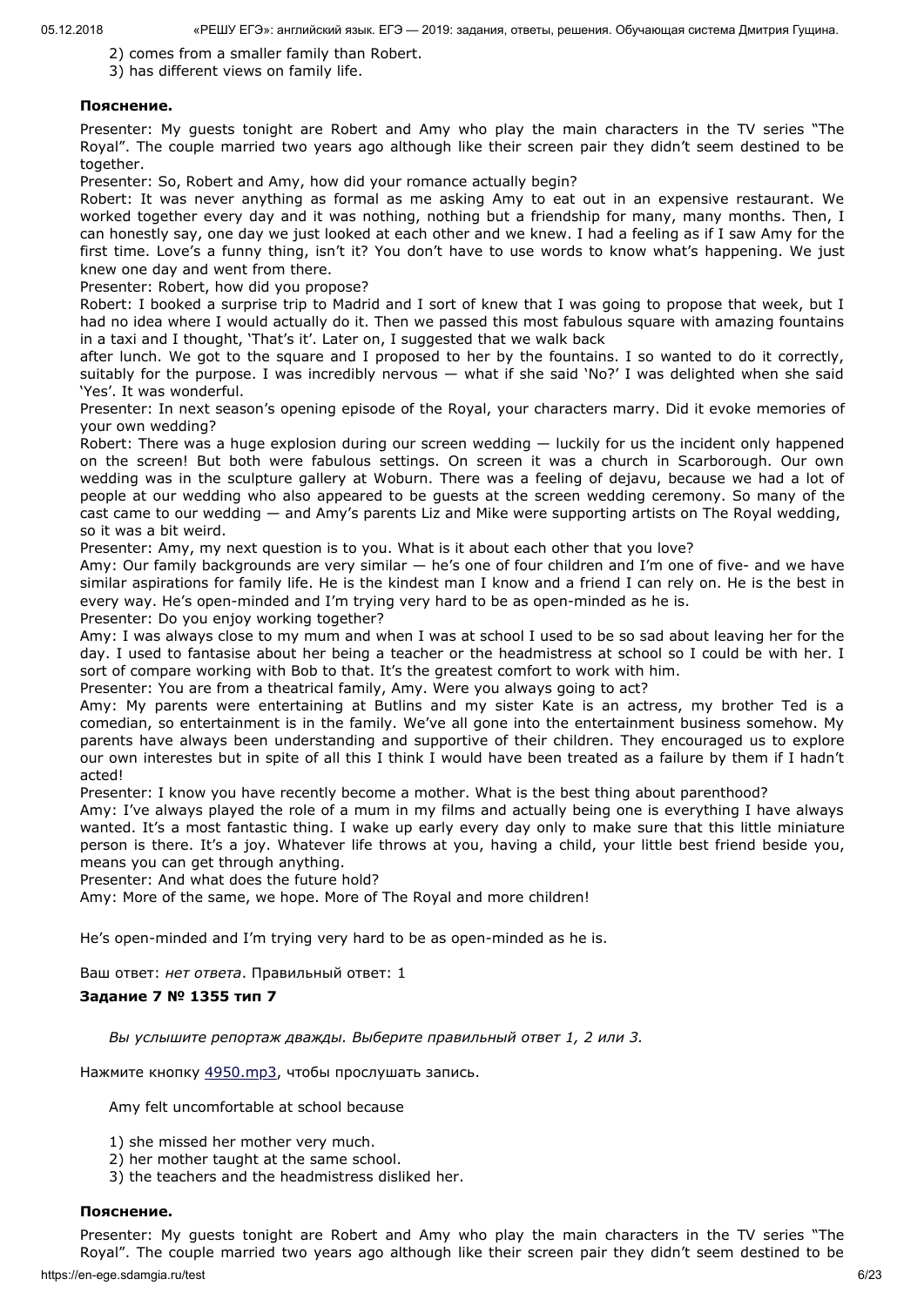2) comes from a smaller family than Robert.
3) has different views on family life.

**Пояснение.**

Presenter: My guests tonight are Robert and Amy who play the main characters in the TV series “The Royal”. The couple married two years ago although like their screen pair they didn’t seem destined to be together.

Presenter: So, Robert and Amy, how did your romance actually begin?

Robert: It was never anything as formal as me asking Amy to eat out in an expensive restaurant. We worked together every day and it was nothing, nothing but a friendship for many, many months. Then, I can honestly say, one day we just looked at each other and we knew. I had a feeling as if I saw Amy for the first time. Love’s a funny thing, isn’t it? You don’t have to use words to know what’s happening. We just knew one day and went from there.

Presenter: Robert, how did you propose?

Robert: I booked a surprise trip to Madrid and I sort of knew that I was going to propose that week, but I had no idea where I would actually do it. Then we passed this most fabulous square with amazing fountains in a taxi and I thought, ‘That’s it’. Later on, I suggested that we walk back after lunch. We got to the square and I proposed to her by the fountains. I so wanted to do it correctly, suitably for the purpose. I was incredibly nervous — what if she said ‘No?’ I was delighted when she said ‘Yes’. It was wonderful.

Presenter: In next season’s opening episode of the Royal, your characters marry. Did it evoke memories of your own wedding?

Robert: There was a huge explosion during our screen wedding — luckily for us the incident only happened on the screen! But both were fabulous settings. On screen it was a church in Scarborough. Our own wedding was in the sculpture gallery at Woburn. There was a feeling of dejavu, because we had a lot of people at our wedding who also appeared to be guests at the screen wedding ceremony. So many of the cast came to our wedding — and Amy’s parents Liz and Mike were supporting artists on The Royal wedding, so it was a bit weird.

Presenter: Amy, my next question is to you. What is it about each other that you love?

Amy: Our family backgrounds are very similar — he’s one of four children and I’m one of five- and we have similar aspirations for family life. He is the kindest man I know and a friend I can rely on. He is the best in every way. He’s open-minded and I’m trying very hard to be as open-minded as he is.

Presenter: Do you enjoy working together?

Amy: I was always close to my mum and when I was at school I used to be so sad about leaving her for the day. I used to fantasise about her being a teacher or the headmistress at school so I could be with her. I sort of compare working with Bob to that. It’s the greatest comfort to work with him.

Presenter: You are from a theatrical family, Amy. Were you always going to act?

Amy: My parents were entertaining at Butlins and my sister Kate is an actress, my brother Ted is a comedian, so entertainment is in the family. We’ve all gone into the entertainment business somehow. My parents have always been understanding and supportive of their children. They encouraged us to explore our own interestes but in spite of all this I think I would have been treated as a failure by them if I hadn’t acted!

Presenter: I know you have recently become a mother. What is the best thing about parenthood?

Amy: I’ve always played the role of a mum in my films and actually being one is everything I have always wanted. It’s a most fantastic thing. I wake up early every day only to make sure that this little miniature person is there. It’s a joy. Whatever life throws at you, having a child, your little best friend beside you, means you can get through anything.

Presenter: And what does the future hold?

Amy: More of the same, we hope. More of The Royal and more children!

He’s open-minded and I’m trying very hard to be as open-minded as he is.

Ваш ответ: *нет ответа*. Правильный ответ: 1

### Задание 7 № 1355 тип 7

*Вы услышите репортаж дважды. Выберите правильный ответ 1, 2 или 3.*

Нажмите кнопку 4950.mp3, чтобы прослушать запись.

Amy felt uncomfortable at school because

1) she missed her mother very much.
2) her mother taught at the same school.
3) the teachers and the headmistress disliked her.

**Пояснение.**

Presenter: My guests tonight are Robert and Amy who play the main characters in the TV series “The Royal”. The couple married two years ago although like their screen pair they didn’t seem destined to be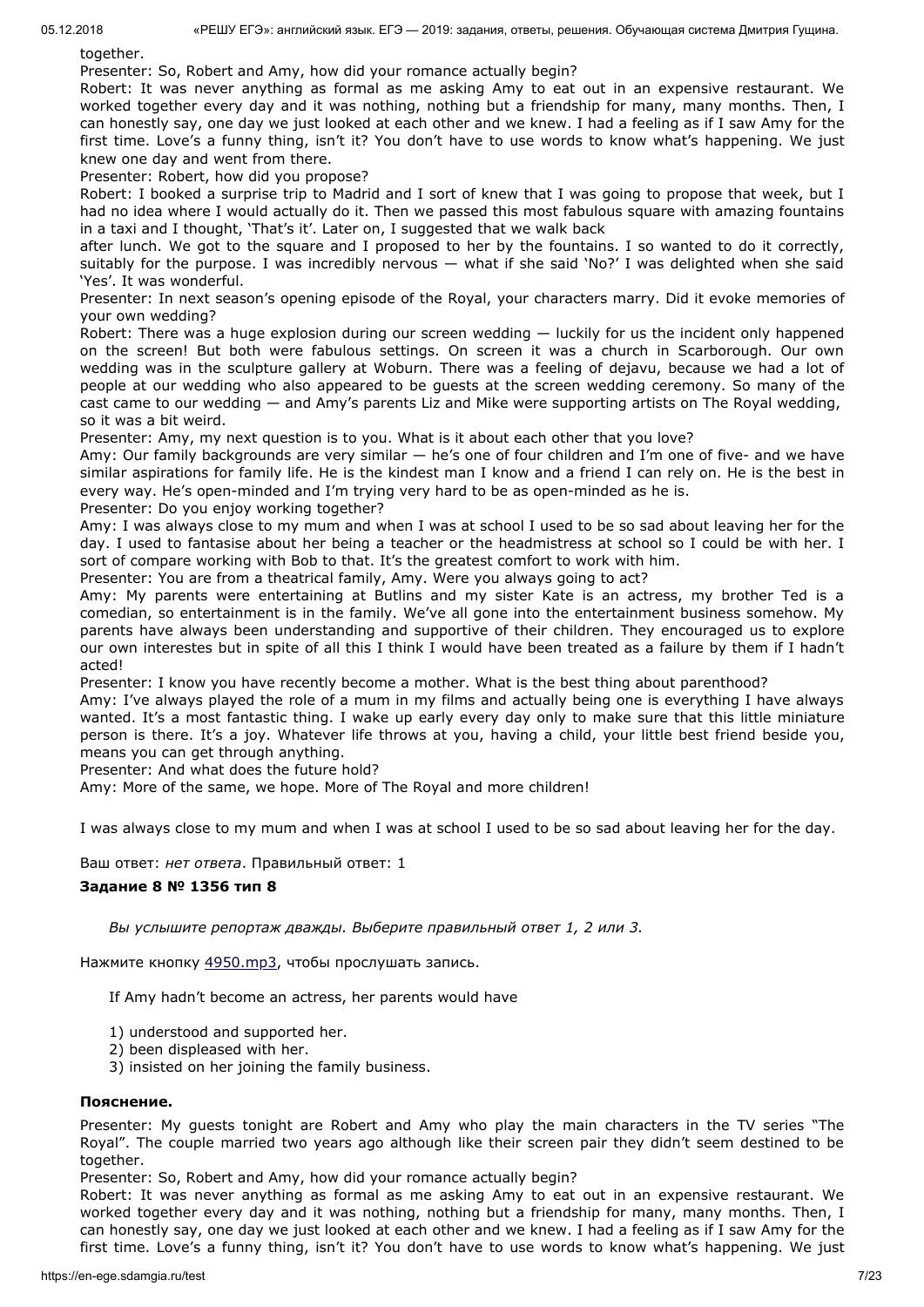together.

Presenter: So, Robert and Amy, how did your romance actually begin?

Robert: It was never anything as formal as me asking Amy to eat out in an expensive restaurant. We worked together every day and it was nothing, nothing but a friendship for many, many months. Then, I can honestly say, one day we just looked at each other and we knew. I had a feeling as if I saw Amy for the first time. Love's a funny thing, isn't it? You don't have to use words to know what's happening. We just knew one day and went from there.

Presenter: Robert, how did you propose?

Robert: I booked a surprise trip to Madrid and I sort of knew that I was going to propose that week, but I had no idea where I would actually do it. Then we passed this most fabulous square with amazing fountains in a taxi and I thought, 'That's it'. Later on, I suggested that we walk back after lunch. We got to the square and I proposed to her by the fountains. I so wanted to do it correctly, suitably for the purpose. I was incredibly nervous — what if she said 'No?' I was delighted when she said 'Yes'. It was wonderful.

Presenter: In next season's opening episode of the Royal, your characters marry. Did it evoke memories of your own wedding?

Robert: There was a huge explosion during our screen wedding — luckily for us the incident only happened on the screen! But both were fabulous settings. On screen it was a church in Scarborough. Our own wedding was in the sculpture gallery at Woburn. There was a feeling of dejavu, because we had a lot of people at our wedding who also appeared to be guests at the screen wedding ceremony. So many of the cast came to our wedding — and Amy's parents Liz and Mike were supporting artists on The Royal wedding, so it was a bit weird.

Presenter: Amy, my next question is to you. What is it about each other that you love?

Amy: Our family backgrounds are very similar — he's one of four children and I'm one of five- and we have similar aspirations for family life. He is the kindest man I know and a friend I can rely on. He is the best in every way. He's open-minded and I'm trying very hard to be as open-minded as he is.

Presenter: Do you enjoy working together?

Amy: I was always close to my mum and when I was at school I used to be so sad about leaving her for the day. I used to fantasise about her being a teacher or the headmistress at school so I could be with her. I sort of compare working with Bob to that. It's the greatest comfort to work with him.

Presenter: You are from a theatrical family, Amy. Were you always going to act?

Amy: My parents were entertaining at Butlins and my sister Kate is an actress, my brother Ted is a comedian, so entertainment is in the family. We've all gone into the entertainment business somehow. My parents have always been understanding and supportive of their children. They encouraged us to explore our own interestes but in spite of all this I think I would have been treated as a failure by them if I hadn't acted!

Presenter: I know you have recently become a mother. What is the best thing about parenthood?

Amy: I've always played the role of a mum in my films and actually being one is everything I have always wanted. It's a most fantastic thing. I wake up early every day only to make sure that this little miniature person is there. It's a joy. Whatever life throws at you, having a child, your little best friend beside you, means you can get through anything.

Presenter: And what does the future hold?

Amy: More of the same, we hope. More of The Royal and more children!

I was always close to my mum and when I was at school I used to be so sad about leaving her for the day.

Ваш ответ: *нет ответа*. Правильный ответ: 1

### Задание 8 № 1356 тип 8

*Вы услышите репортаж дважды. Выберите правильный ответ 1, 2 или 3.*

Нажмите кнопку 4950.mp3, чтобы прослушать запись.

If Amy hadn't become an actress, her parents would have

1) understood and supported her.
2) been displeased with her.
3) insisted on her joining the family business.

**Пояснение.**

Presenter: My guests tonight are Robert and Amy who play the main characters in the TV series "The Royal". The couple married two years ago although like their screen pair they didn't seem destined to be together.

Presenter: So, Robert and Amy, how did your romance actually begin?

Robert: It was never anything as formal as me asking Amy to eat out in an expensive restaurant. We worked together every day and it was nothing, nothing but a friendship for many, many months. Then, I can honestly say, one day we just looked at each other and we knew. I had a feeling as if I saw Amy for the first time. Love's a funny thing, isn't it? You don't have to use words to know what's happening. We just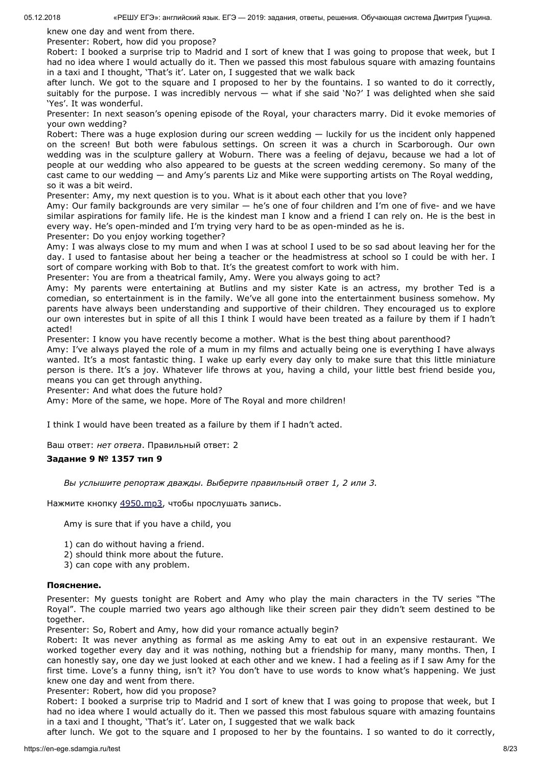knew one day and went from there.

Presenter: Robert, how did you propose?

Robert: I booked a surprise trip to Madrid and I sort of knew that I was going to propose that week, but I had no idea where I would actually do it. Then we passed this most fabulous square with amazing fountains in a taxi and I thought, 'That's it'. Later on, I suggested that we walk back after lunch. We got to the square and I proposed to her by the fountains. I so wanted to do it correctly, suitably for the purpose. I was incredibly nervous — what if she said 'No?' I was delighted when she said 'Yes'. It was wonderful.

Presenter: In next season's opening episode of the Royal, your characters marry. Did it evoke memories of your own wedding?

Robert: There was a huge explosion during our screen wedding — luckily for us the incident only happened on the screen! But both were fabulous settings. On screen it was a church in Scarborough. Our own wedding was in the sculpture gallery at Woburn. There was a feeling of dejavu, because we had a lot of people at our wedding who also appeared to be guests at the screen wedding ceremony. So many of the cast came to our wedding — and Amy's parents Liz and Mike were supporting artists on The Royal wedding, so it was a bit weird.

Presenter: Amy, my next question is to you. What is it about each other that you love?

Amy: Our family backgrounds are very similar — he's one of four children and I'm one of five- and we have similar aspirations for family life. He is the kindest man I know and a friend I can rely on. He is the best in every way. He's open-minded and I'm trying very hard to be as open-minded as he is.

Presenter: Do you enjoy working together?

Amy: I was always close to my mum and when I was at school I used to be so sad about leaving her for the day. I used to fantasise about her being a teacher or the headmistress at school so I could be with her. I sort of compare working with Bob to that. It's the greatest comfort to work with him.

Presenter: You are from a theatrical family, Amy. Were you always going to act?

Amy: My parents were entertaining at Butlins and my sister Kate is an actress, my brother Ted is a comedian, so entertainment is in the family. We've all gone into the entertainment business somehow. My parents have always been understanding and supportive of their children. They encouraged us to explore our own interestes but in spite of all this I think I would have been treated as a failure by them if I hadn't acted!

Presenter: I know you have recently become a mother. What is the best thing about parenthood?

Amy: I've always played the role of a mum in my films and actually being one is everything I have always wanted. It's a most fantastic thing. I wake up early every day only to make sure that this little miniature person is there. It's a joy. Whatever life throws at you, having a child, your little best friend beside you, means you can get through anything.

Presenter: And what does the future hold?

Amy: More of the same, we hope. More of The Royal and more children!

I think I would have been treated as a failure by them if I hadn't acted.

Ваш ответ: *нет ответа*. Правильный ответ: 2

**Задание 9 № 1357 тип 9**

*Вы услышите репортаж дважды. Выберите правильный ответ 1, 2 или 3.*

Нажмите кнопку 4950.mp3, чтобы прослушать запись.

Amy is sure that if you have a child, you

1) can do without having a friend.
2) should think more about the future.
3) can cope with any problem.

**Пояснение.**

Presenter: My guests tonight are Robert and Amy who play the main characters in the TV series "The Royal". The couple married two years ago although like their screen pair they didn't seem destined to be together.

Presenter: So, Robert and Amy, how did your romance actually begin?

Robert: It was never anything as formal as me asking Amy to eat out in an expensive restaurant. We worked together every day and it was nothing, nothing but a friendship for many, many months. Then, I can honestly say, one day we just looked at each other and we knew. I had a feeling as if I saw Amy for the first time. Love's a funny thing, isn't it? You don't have to use words to know what's happening. We just knew one day and went from there.

Presenter: Robert, how did you propose?

Robert: I booked a surprise trip to Madrid and I sort of knew that I was going to propose that week, but I had no idea where I would actually do it. Then we passed this most fabulous square with amazing fountains in a taxi and I thought, 'That's it'. Later on, I suggested that we walk back after lunch. We got to the square and I proposed to her by the fountains. I so wanted to do it correctly,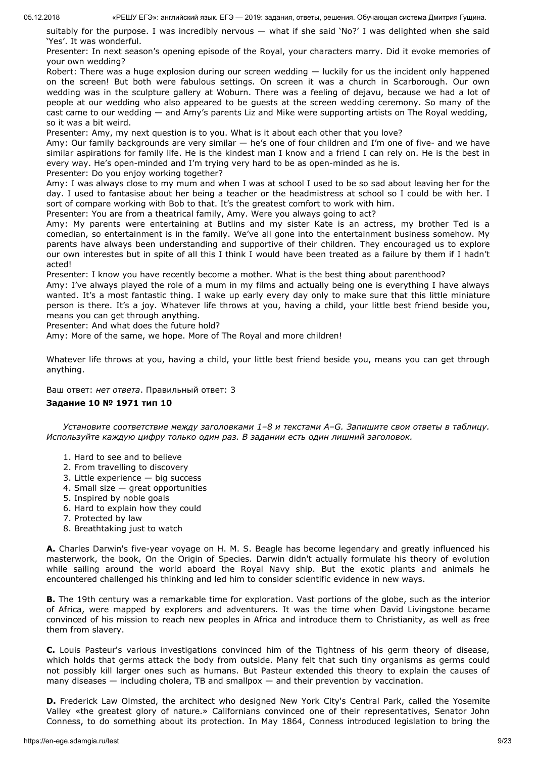suitably for the purpose. I was incredibly nervous — what if she said 'No?' I was delighted when she said 'Yes'. It was wonderful.

Presenter: In next season's opening episode of the Royal, your characters marry. Did it evoke memories of your own wedding?

Robert: There was a huge explosion during our screen wedding — luckily for us the incident only happened on the screen! But both were fabulous settings. On screen it was a church in Scarborough. Our own wedding was in the sculpture gallery at Woburn. There was a feeling of dejavu, because we had a lot of people at our wedding who also appeared to be guests at the screen wedding ceremony. So many of the cast came to our wedding — and Amy's parents Liz and Mike were supporting artists on The Royal wedding, so it was a bit weird.

Presenter: Amy, my next question is to you. What is it about each other that you love?

Amy: Our family backgrounds are very similar — he's one of four children and I'm one of five- and we have similar aspirations for family life. He is the kindest man I know and a friend I can rely on. He is the best in every way. He's open-minded and I'm trying very hard to be as open-minded as he is.

Presenter: Do you enjoy working together?

Amy: I was always close to my mum and when I was at school I used to be so sad about leaving her for the day. I used to fantasise about her being a teacher or the headmistress at school so I could be with her. I sort of compare working with Bob to that. It's the greatest comfort to work with him.

Presenter: You are from a theatrical family, Amy. Were you always going to act?

Amy: My parents were entertaining at Butlins and my sister Kate is an actress, my brother Ted is a comedian, so entertainment is in the family. We've all gone into the entertainment business somehow. My parents have always been understanding and supportive of their children. They encouraged us to explore our own interestes but in spite of all this I think I would have been treated as a failure by them if I hadn't acted!

Presenter: I know you have recently become a mother. What is the best thing about parenthood?

Amy: I've always played the role of a mum in my films and actually being one is everything I have always wanted. It's a most fantastic thing. I wake up early every day only to make sure that this little miniature person is there. It's a joy. Whatever life throws at you, having a child, your little best friend beside you, means you can get through anything.

Presenter: And what does the future hold?

Amy: More of the same, we hope. More of The Royal and more children!

Whatever life throws at you, having a child, your little best friend beside you, means you can get through anything.

Ваш ответ: *нет ответа*. Правильный ответ: 3

### Задание 10 № 1971 тип 10

*Установите соответствие между заголовками 1–8 и текстами A–G. Запишите свои ответы в таблицу. Используйте каждую цифру только один раз. В задании есть один лишний заголовок.*

1. Hard to see and to believe
2. From travelling to discovery
3. Little experience — big success
4. Small size — great opportunities
5. Inspired by noble goals
6. Hard to explain how they could
7. Protected by law
8. Breathtaking just to watch

**A.** Charles Darwin's five-year voyage on H. M. S. Beagle has become legendary and greatly influenced his masterwork, the book, On the Origin of Species. Darwin didn't actually formulate his theory of evolution while sailing around the world aboard the Royal Navy ship. But the exotic plants and animals he encountered challenged his thinking and led him to consider scientific evidence in new ways.

**B.** The 19th century was a remarkable time for exploration. Vast portions of the globe, such as the interior of Africa, were mapped by explorers and adventurers. It was the time when David Livingstone became convinced of his mission to reach new peoples in Africa and introduce them to Christianity, as well as free them from slavery.

**C.** Louis Pasteur's various investigations convinced him of the Tightness of his germ theory of disease, which holds that germs attack the body from outside. Many felt that such tiny organisms as germs could not possibly kill larger ones such as humans. But Pasteur extended this theory to explain the causes of many diseases — including cholera, TB and smallpox — and their prevention by vaccination.

**D.** Frederick Law Olmsted, the architect who designed New York City's Central Park, called the Yosemite Valley «the greatest glory of nature.» Californians convinced one of their representatives, Senator John Conness, to do something about its protection. In May 1864, Conness introduced legislation to bring the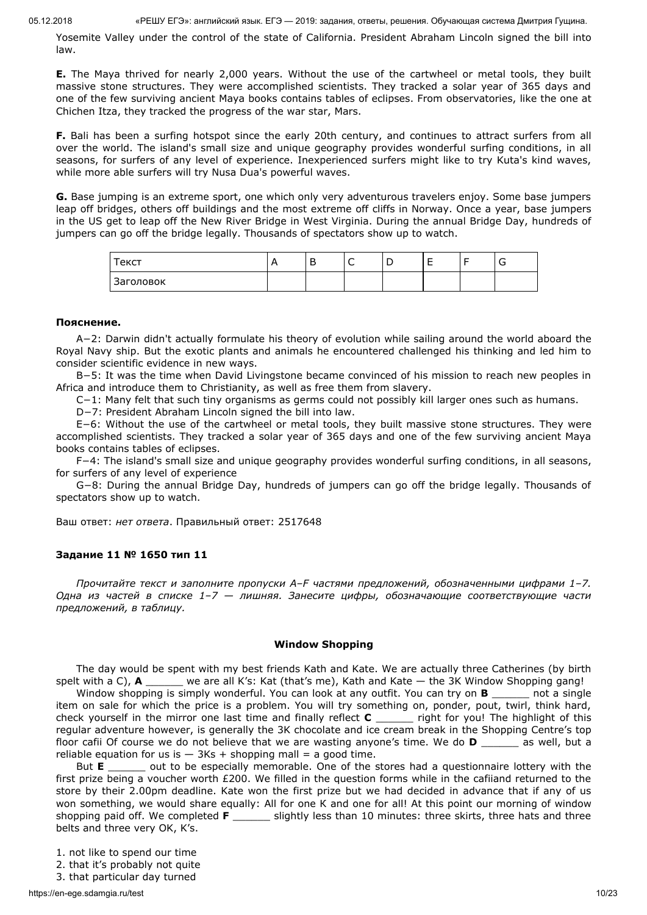Yosemite Valley under the control of the state of California. President Abraham Lincoln signed the bill into law.

**E.** The Maya thrived for nearly 2,000 years. Without the use of the cartwheel or metal tools, they built massive stone structures. They were accomplished scientists. They tracked a solar year of 365 days and one of the few surviving ancient Maya books contains tables of eclipses. From observatories, like the one at Chichen Itza, they tracked the progress of the war star, Mars.

**F.** Bali has been a surfing hotspot since the early 20th century, and continues to attract surfers from all over the world. The island's small size and unique geography provides wonderful surfing conditions, in all seasons, for surfers of any level of experience. Inexperienced surfers might like to try Kuta's kind waves, while more able surfers will try Nusa Dua's powerful waves.

**G.** Base jumping is an extreme sport, one which only very adventurous travelers enjoy. Some base jumpers leap off bridges, others off buildings and the most extreme off cliffs in Norway. Once a year, base jumpers in the US get to leap off the New River Bridge in West Virginia. During the annual Bridge Day, hundreds of jumpers can go off the bridge legally. Thousands of spectators show up to watch.

| Текст | A | B | C | D | E | F | G |
|---|---|---|---|---|---|---|---|
| Заголовок | | | | | | | |

**Пояснение.**

A−2: Darwin didn't actually formulate his theory of evolution while sailing around the world aboard the Royal Navy ship. But the exotic plants and animals he encountered challenged his thinking and led him to consider scientific evidence in new ways.

B−5: It was the time when David Livingstone became convinced of his mission to reach new peoples in Africa and introduce them to Christianity, as well as free them from slavery.

C−1: Many felt that such tiny organisms as germs could not possibly kill larger ones such as humans.

D−7: President Abraham Lincoln signed the bill into law.

E−6: Without the use of the cartwheel or metal tools, they built massive stone structures. They were accomplished scientists. They tracked a solar year of 365 days and one of the few surviving ancient Maya books contains tables of eclipses.

F−4: The island's small size and unique geography provides wonderful surfing conditions, in all seasons, for surfers of any level of experience

G−8: During the annual Bridge Day, hundreds of jumpers can go off the bridge legally. Thousands of spectators show up to watch.

Ваш ответ: *нет ответа*. Правильный ответ: 2517648

### Задание 11 № 1650 тип 11

*Прочитайте текст и заполните пропуски A–F частями предложений, обозначенными цифрами 1–7. Одна из частей в списке 1–7 — лишняя. Занесите цифры, обозначающие соответствующие части предложений, в таблицу.*

**Window Shopping**

The day would be spent with my best friends Kath and Kate. We are actually three Catherines (by birth spelt with a C), **A** ______ we are all K's: Kat (that's me), Kath and Kate — the 3K Window Shopping gang!

Window shopping is simply wonderful. You can look at any outfit. You can try on **B** ______ not a single item on sale for which the price is a problem. You will try something on, ponder, pout, twirl, think hard, check yourself in the mirror one last time and finally reflect **C** ______ right for you! The highlight of this regular adventure however, is generally the 3K chocolate and ice cream break in the Shopping Centre's top floor cafii Of course we do not believe that we are wasting anyone's time. We do **D** ______ as well, but a reliable equation for us is — 3Ks + shopping mall = a good time.

But **E** ______ out to be especially memorable. One of the stores had a questionnaire lottery with the first prize being a voucher worth £200. We filled in the question forms while in the cafiiand returned to the store by their 2.00pm deadline. Kate won the first prize but we had decided in advance that if any of us won something, we would share equally: All for one K and one for all! At this point our morning of window shopping paid off. We completed **F** ______ slightly less than 10 minutes: three skirts, three hats and three belts and three very OK, K's.

1. not like to spend our time
2. that it's probably not quite
3. that particular day turned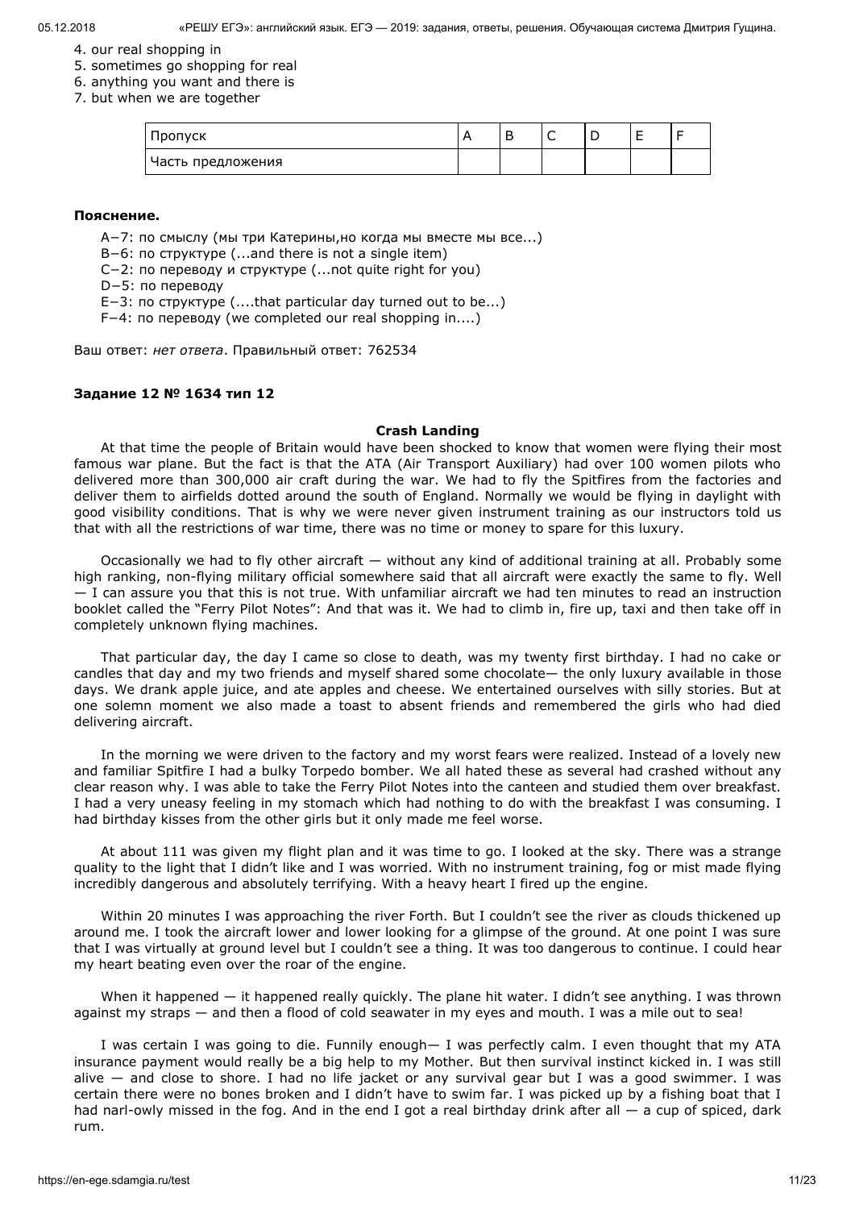4. our real shopping in
5. sometimes go shopping for real
6. anything you want and there is
7. but when we are together

| Пропуск | A | B | C | D | E | F |
|---|---|---|---|---|---|---|
| Часть предложения | | | | | | |

**Пояснение.**

A−7: по смыслу (мы три Катерины,но когда мы вместе мы все...)
B−6: по структуре (...and there is not a single item)
C−2: по переводу и структуре (...not quite right for you)
D−5: по переводу
E−3: по структуре (....that particular day turned out to be...)
F−4: по переводу (we completed our real shopping in....)

Ваш ответ: *нет ответа*. Правильный ответ: 762534

**Задание 12 № 1634 тип 12**

**Crash Landing**

At that time the people of Britain would have been shocked to know that women were flying their most famous war plane. But the fact is that the ATA (Air Transport Auxiliary) had over 100 women pilots who delivered more than 300,000 air craft during the war. We had to fly the Spitfires from the factories and deliver them to airfields dotted around the south of England. Normally we would be flying in daylight with good visibility conditions. That is why we were never given instrument training as our instructors told us that with all the restrictions of war time, there was no time or money to spare for this luxury.

Occasionally we had to fly other aircraft — without any kind of additional training at all. Probably some high ranking, non-flying military official somewhere said that all aircraft were exactly the same to fly. Well — I can assure you that this is not true. With unfamiliar aircraft we had ten minutes to read an instruction booklet called the "Ferry Pilot Notes": And that was it. We had to climb in, fire up, taxi and then take off in completely unknown flying machines.

That particular day, the day I came so close to death, was my twenty first birthday. I had no cake or candles that day and my two friends and myself shared some chocolate— the only luxury available in those days. We drank apple juice, and ate apples and cheese. We entertained ourselves with silly stories. But at one solemn moment we also made a toast to absent friends and remembered the girls who had died delivering aircraft.

In the morning we were driven to the factory and my worst fears were realized. Instead of a lovely new and familiar Spitfire I had a bulky Torpedo bomber. We all hated these as several had crashed without any clear reason why. I was able to take the Ferry Pilot Notes into the canteen and studied them over breakfast. I had a very uneasy feeling in my stomach which had nothing to do with the breakfast I was consuming. I had birthday kisses from the other girls but it only made me feel worse.

At about 111 was given my flight plan and it was time to go. I looked at the sky. There was a strange quality to the light that I didn't like and I was worried. With no instrument training, fog or mist made flying incredibly dangerous and absolutely terrifying. With a heavy heart I fired up the engine.

Within 20 minutes I was approaching the river Forth. But I couldn't see the river as clouds thickened up around me. I took the aircraft lower and lower looking for a glimpse of the ground. At one point I was sure that I was virtually at ground level but I couldn't see a thing. It was too dangerous to continue. I could hear my heart beating even over the roar of the engine.

When it happened — it happened really quickly. The plane hit water. I didn't see anything. I was thrown against my straps — and then a flood of cold seawater in my eyes and mouth. I was a mile out to sea!

I was certain I was going to die. Funnily enough— I was perfectly calm. I even thought that my ATA insurance payment would really be a big help to my Mother. But then survival instinct kicked in. I was still alive — and close to shore. I had no life jacket or any survival gear but I was a good swimmer. I was certain there were no bones broken and I didn't have to swim far. I was picked up by a fishing boat that I had narl-owly missed in the fog. And in the end I got a real birthday drink after all — a cup of spiced, dark rum.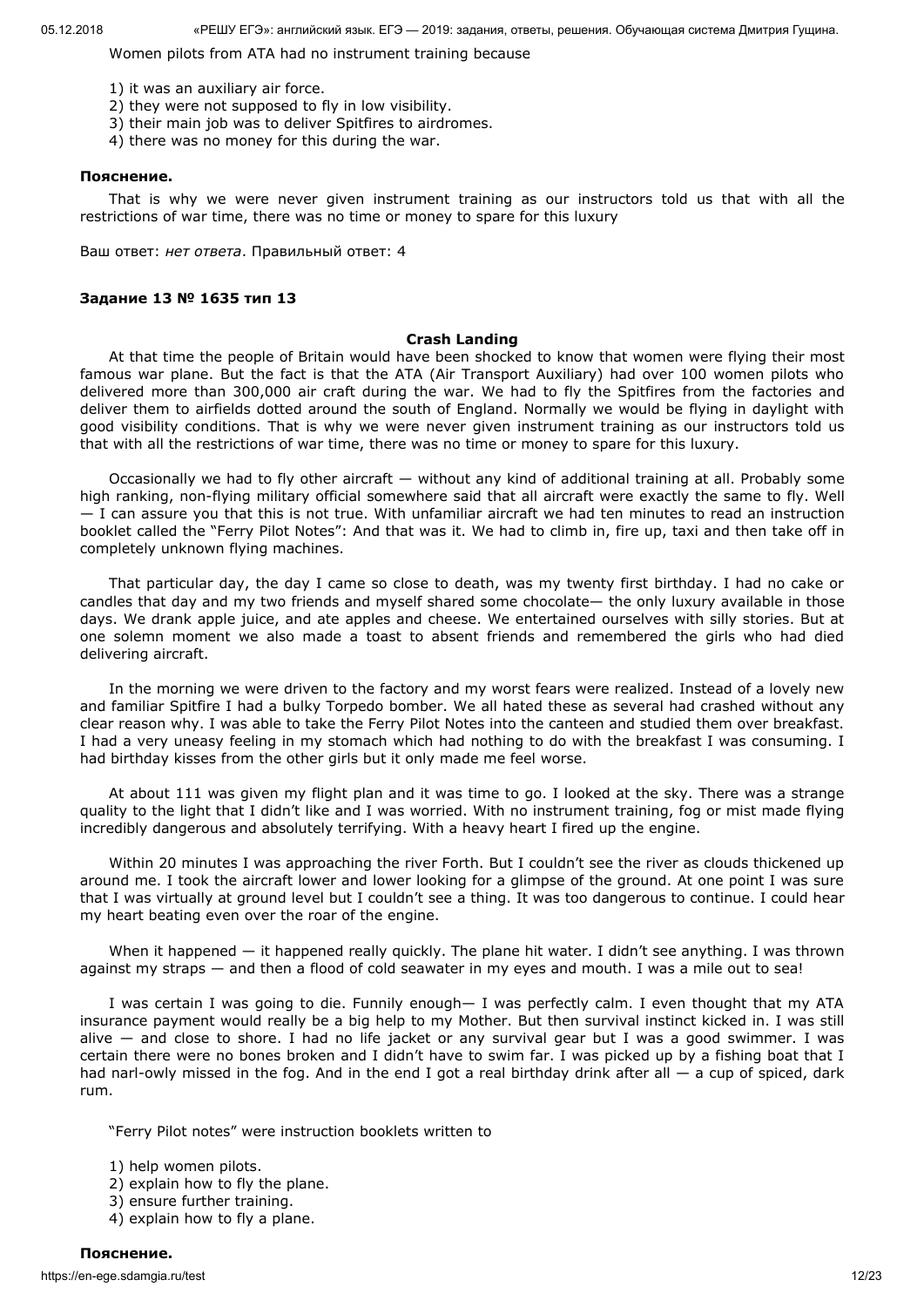Women pilots from ATA had no instrument training because

1) it was an auxiliary air force.
2) they were not supposed to fly in low visibility.
3) their main job was to deliver Spitfires to airdromes.
4) there was no money for this during the war.

**Пояснение.**

That is why we were never given instrument training as our instructors told us that with all the restrictions of war time, there was no time or money to spare for this luxury

Ваш ответ: *нет ответа*. Правильный ответ: 4

**Задание 13 № 1635 тип 13**

**Crash Landing**

At that time the people of Britain would have been shocked to know that women were flying their most famous war plane. But the fact is that the ATA (Air Transport Auxiliary) had over 100 women pilots who delivered more than 300,000 air craft during the war. We had to fly the Spitfires from the factories and deliver them to airfields dotted around the south of England. Normally we would be flying in daylight with good visibility conditions. That is why we were never given instrument training as our instructors told us that with all the restrictions of war time, there was no time or money to spare for this luxury.

Occasionally we had to fly other aircraft — without any kind of additional training at all. Probably some high ranking, non-flying military official somewhere said that all aircraft were exactly the same to fly. Well — I can assure you that this is not true. With unfamiliar aircraft we had ten minutes to read an instruction booklet called the "Ferry Pilot Notes": And that was it. We had to climb in, fire up, taxi and then take off in completely unknown flying machines.

That particular day, the day I came so close to death, was my twenty first birthday. I had no cake or candles that day and my two friends and myself shared some chocolate— the only luxury available in those days. We drank apple juice, and ate apples and cheese. We entertained ourselves with silly stories. But at one solemn moment we also made a toast to absent friends and remembered the girls who had died delivering aircraft.

In the morning we were driven to the factory and my worst fears were realized. Instead of a lovely new and familiar Spitfire I had a bulky Torpedo bomber. We all hated these as several had crashed without any clear reason why. I was able to take the Ferry Pilot Notes into the canteen and studied them over breakfast. I had a very uneasy feeling in my stomach which had nothing to do with the breakfast I was consuming. I had birthday kisses from the other girls but it only made me feel worse.

At about 111 was given my flight plan and it was time to go. I looked at the sky. There was a strange quality to the light that I didn't like and I was worried. With no instrument training, fog or mist made flying incredibly dangerous and absolutely terrifying. With a heavy heart I fired up the engine.

Within 20 minutes I was approaching the river Forth. But I couldn't see the river as clouds thickened up around me. I took the aircraft lower and lower looking for a glimpse of the ground. At one point I was sure that I was virtually at ground level but I couldn't see a thing. It was too dangerous to continue. I could hear my heart beating even over the roar of the engine.

When it happened — it happened really quickly. The plane hit water. I didn't see anything. I was thrown against my straps — and then a flood of cold seawater in my eyes and mouth. I was a mile out to sea!

I was certain I was going to die. Funnily enough— I was perfectly calm. I even thought that my ATA insurance payment would really be a big help to my Mother. But then survival instinct kicked in. I was still alive — and close to shore. I had no life jacket or any survival gear but I was a good swimmer. I was certain there were no bones broken and I didn't have to swim far. I was picked up by a fishing boat that I had narl-owly missed in the fog. And in the end I got a real birthday drink after all — a cup of spiced, dark rum.

"Ferry Pilot notes" were instruction booklets written to

1) help women pilots.
2) explain how to fly the plane.
3) ensure further training.
4) explain how to fly a plane.

**Пояснение.**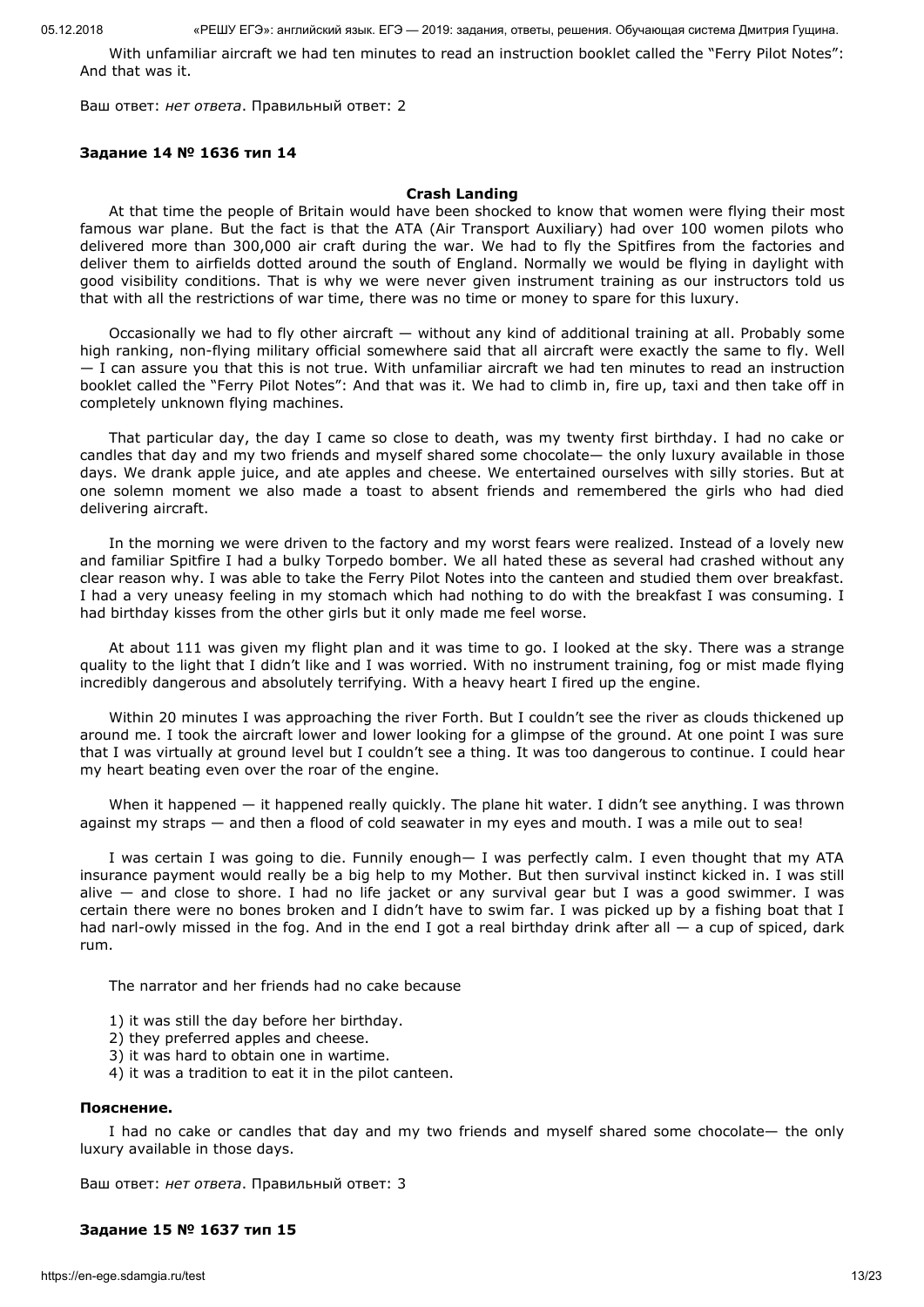With unfamiliar aircraft we had ten minutes to read an instruction booklet called the "Ferry Pilot Notes": And that was it.

Ваш ответ: *нет ответа*. Правильный ответ: 2

**Задание 14 № 1636 тип 14**

**Crash Landing**

At that time the people of Britain would have been shocked to know that women were flying their most famous war plane. But the fact is that the ATA (Air Transport Auxiliary) had over 100 women pilots who delivered more than 300,000 air craft during the war. We had to fly the Spitfires from the factories and deliver them to airfields dotted around the south of England. Normally we would be flying in daylight with good visibility conditions. That is why we were never given instrument training as our instructors told us that with all the restrictions of war time, there was no time or money to spare for this luxury.

Occasionally we had to fly other aircraft — without any kind of additional training at all. Probably some high ranking, non-flying military official somewhere said that all aircraft were exactly the same to fly. Well — I can assure you that this is not true. With unfamiliar aircraft we had ten minutes to read an instruction booklet called the "Ferry Pilot Notes": And that was it. We had to climb in, fire up, taxi and then take off in completely unknown flying machines.

That particular day, the day I came so close to death, was my twenty first birthday. I had no cake or candles that day and my two friends and myself shared some chocolate— the only luxury available in those days. We drank apple juice, and ate apples and cheese. We entertained ourselves with silly stories. But at one solemn moment we also made a toast to absent friends and remembered the girls who had died delivering aircraft.

In the morning we were driven to the factory and my worst fears were realized. Instead of a lovely new and familiar Spitfire I had a bulky Torpedo bomber. We all hated these as several had crashed without any clear reason why. I was able to take the Ferry Pilot Notes into the canteen and studied them over breakfast. I had a very uneasy feeling in my stomach which had nothing to do with the breakfast I was consuming. I had birthday kisses from the other girls but it only made me feel worse.

At about 111 was given my flight plan and it was time to go. I looked at the sky. There was a strange quality to the light that I didn't like and I was worried. With no instrument training, fog or mist made flying incredibly dangerous and absolutely terrifying. With a heavy heart I fired up the engine.

Within 20 minutes I was approaching the river Forth. But I couldn't see the river as clouds thickened up around me. I took the aircraft lower and lower looking for a glimpse of the ground. At one point I was sure that I was virtually at ground level but I couldn't see a thing. It was too dangerous to continue. I could hear my heart beating even over the roar of the engine.

When it happened — it happened really quickly. The plane hit water. I didn't see anything. I was thrown against my straps — and then a flood of cold seawater in my eyes and mouth. I was a mile out to sea!

I was certain I was going to die. Funnily enough— I was perfectly calm. I even thought that my ATA insurance payment would really be a big help to my Mother. But then survival instinct kicked in. I was still alive — and close to shore. I had no life jacket or any survival gear but I was a good swimmer. I was certain there were no bones broken and I didn't have to swim far. I was picked up by a fishing boat that I had narl-owly missed in the fog. And in the end I got a real birthday drink after all — a cup of spiced, dark rum.

The narrator and her friends had no cake because

1) it was still the day before her birthday.
2) they preferred apples and cheese.
3) it was hard to obtain one in wartime.
4) it was a tradition to eat it in the pilot canteen.

**Пояснение.**

I had no cake or candles that day and my two friends and myself shared some chocolate— the only luxury available in those days.

Ваш ответ: *нет ответа*. Правильный ответ: 3

**Задание 15 № 1637 тип 15**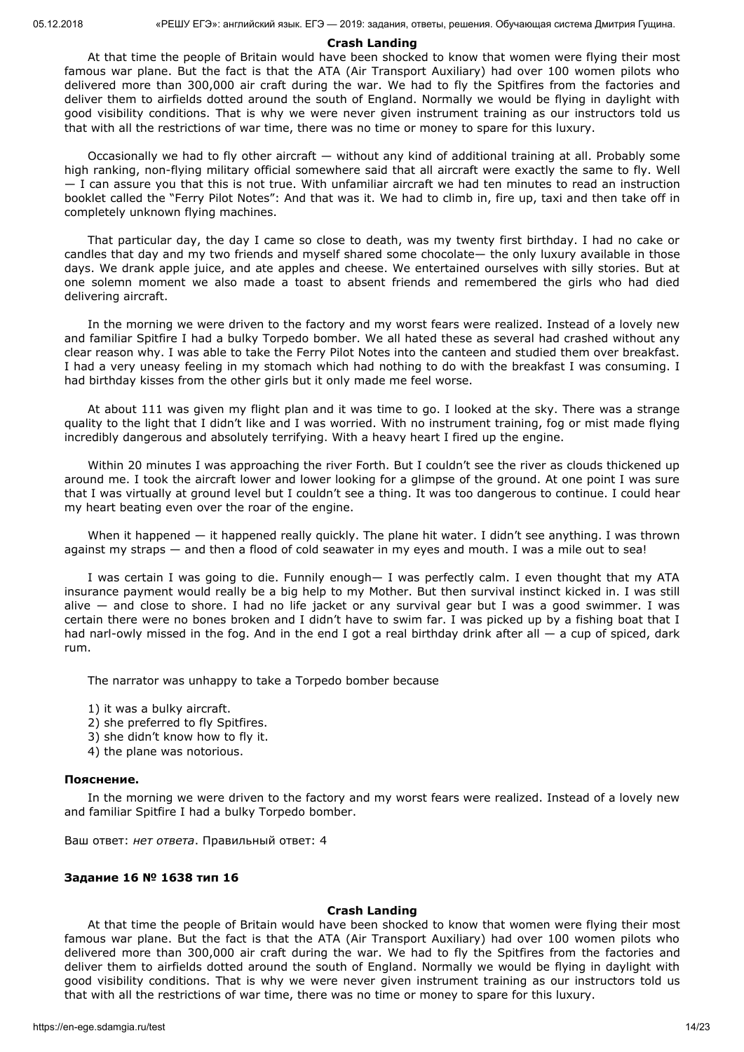**Crash Landing**

At that time the people of Britain would have been shocked to know that women were flying their most famous war plane. But the fact is that the ATA (Air Transport Auxiliary) had over 100 women pilots who delivered more than 300,000 air craft during the war. We had to fly the Spitfires from the factories and deliver them to airfields dotted around the south of England. Normally we would be flying in daylight with good visibility conditions. That is why we were never given instrument training as our instructors told us that with all the restrictions of war time, there was no time or money to spare for this luxury.

Occasionally we had to fly other aircraft — without any kind of additional training at all. Probably some high ranking, non-flying military official somewhere said that all aircraft were exactly the same to fly. Well — I can assure you that this is not true. With unfamiliar aircraft we had ten minutes to read an instruction booklet called the "Ferry Pilot Notes": And that was it. We had to climb in, fire up, taxi and then take off in completely unknown flying machines.

That particular day, the day I came so close to death, was my twenty first birthday. I had no cake or candles that day and my two friends and myself shared some chocolate— the only luxury available in those days. We drank apple juice, and ate apples and cheese. We entertained ourselves with silly stories. But at one solemn moment we also made a toast to absent friends and remembered the girls who had died delivering aircraft.

In the morning we were driven to the factory and my worst fears were realized. Instead of a lovely new and familiar Spitfire I had a bulky Torpedo bomber. We all hated these as several had crashed without any clear reason why. I was able to take the Ferry Pilot Notes into the canteen and studied them over breakfast. I had a very uneasy feeling in my stomach which had nothing to do with the breakfast I was consuming. I had birthday kisses from the other girls but it only made me feel worse.

At about 111 was given my flight plan and it was time to go. I looked at the sky. There was a strange quality to the light that I didn't like and I was worried. With no instrument training, fog or mist made flying incredibly dangerous and absolutely terrifying. With a heavy heart I fired up the engine.

Within 20 minutes I was approaching the river Forth. But I couldn't see the river as clouds thickened up around me. I took the aircraft lower and lower looking for a glimpse of the ground. At one point I was sure that I was virtually at ground level but I couldn't see a thing. It was too dangerous to continue. I could hear my heart beating even over the roar of the engine.

When it happened — it happened really quickly. The plane hit water. I didn't see anything. I was thrown against my straps — and then a flood of cold seawater in my eyes and mouth. I was a mile out to sea!

I was certain I was going to die. Funnily enough— I was perfectly calm. I even thought that my ATA insurance payment would really be a big help to my Mother. But then survival instinct kicked in. I was still alive — and close to shore. I had no life jacket or any survival gear but I was a good swimmer. I was certain there were no bones broken and I didn't have to swim far. I was picked up by a fishing boat that I had narl-owly missed in the fog. And in the end I got a real birthday drink after all — a cup of spiced, dark rum.

The narrator was unhappy to take a Torpedo bomber because

1) it was a bulky aircraft.
2) she preferred to fly Spitfires.
3) she didn't know how to fly it.
4) the plane was notorious.

**Пояснение.**

In the morning we were driven to the factory and my worst fears were realized. Instead of a lovely new and familiar Spitfire I had a bulky Torpedo bomber.

Ваш ответ: *нет ответа*. Правильный ответ: 4

**Задание 16 № 1638 тип 16**

**Crash Landing**

At that time the people of Britain would have been shocked to know that women were flying their most famous war plane. But the fact is that the ATA (Air Transport Auxiliary) had over 100 women pilots who delivered more than 300,000 air craft during the war. We had to fly the Spitfires from the factories and deliver them to airfields dotted around the south of England. Normally we would be flying in daylight with good visibility conditions. That is why we were never given instrument training as our instructors told us that with all the restrictions of war time, there was no time or money to spare for this luxury.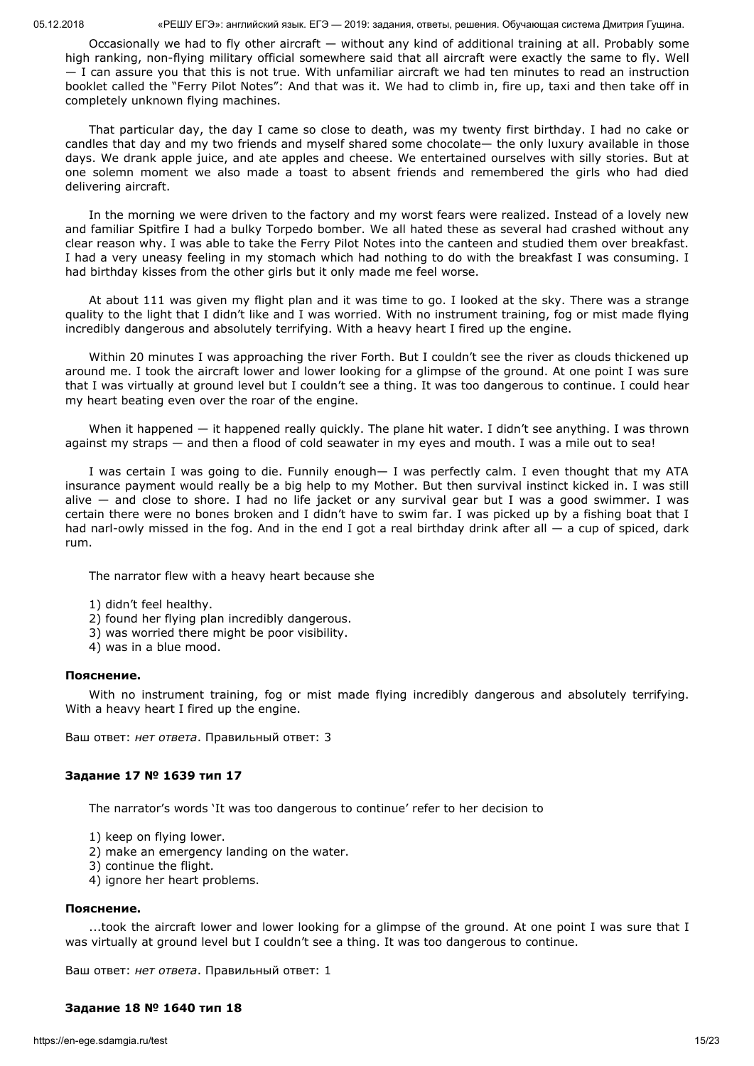Occasionally we had to fly other aircraft — without any kind of additional training at all. Probably some high ranking, non-flying military official somewhere said that all aircraft were exactly the same to fly. Well — I can assure you that this is not true. With unfamiliar aircraft we had ten minutes to read an instruction booklet called the "Ferry Pilot Notes": And that was it. We had to climb in, fire up, taxi and then take off in completely unknown flying machines.

That particular day, the day I came so close to death, was my twenty first birthday. I had no cake or candles that day and my two friends and myself shared some chocolate— the only luxury available in those days. We drank apple juice, and ate apples and cheese. We entertained ourselves with silly stories. But at one solemn moment we also made a toast to absent friends and remembered the girls who had died delivering aircraft.

In the morning we were driven to the factory and my worst fears were realized. Instead of a lovely new and familiar Spitfire I had a bulky Torpedo bomber. We all hated these as several had crashed without any clear reason why. I was able to take the Ferry Pilot Notes into the canteen and studied them over breakfast. I had a very uneasy feeling in my stomach which had nothing to do with the breakfast I was consuming. I had birthday kisses from the other girls but it only made me feel worse.

At about 111 was given my flight plan and it was time to go. I looked at the sky. There was a strange quality to the light that I didn't like and I was worried. With no instrument training, fog or mist made flying incredibly dangerous and absolutely terrifying. With a heavy heart I fired up the engine.

Within 20 minutes I was approaching the river Forth. But I couldn't see the river as clouds thickened up around me. I took the aircraft lower and lower looking for a glimpse of the ground. At one point I was sure that I was virtually at ground level but I couldn't see a thing. It was too dangerous to continue. I could hear my heart beating even over the roar of the engine.

When it happened — it happened really quickly. The plane hit water. I didn't see anything. I was thrown against my straps — and then a flood of cold seawater in my eyes and mouth. I was a mile out to sea!

I was certain I was going to die. Funnily enough— I was perfectly calm. I even thought that my ATA insurance payment would really be a big help to my Mother. But then survival instinct kicked in. I was still alive — and close to shore. I had no life jacket or any survival gear but I was a good swimmer. I was certain there were no bones broken and I didn't have to swim far. I was picked up by a fishing boat that I had narl-owly missed in the fog. And in the end I got a real birthday drink after all — a cup of spiced, dark rum.

The narrator flew with a heavy heart because she

1) didn't feel healthy.
2) found her flying plan incredibly dangerous.
3) was worried there might be poor visibility.
4) was in a blue mood.

**Пояснение.**

With no instrument training, fog or mist made flying incredibly dangerous and absolutely terrifying. With a heavy heart I fired up the engine.

Ваш ответ: *нет ответа*. Правильный ответ: 3

**Задание 17 № 1639 тип 17**

The narrator's words 'It was too dangerous to continue' refer to her decision to

1) keep on flying lower.
2) make an emergency landing on the water.
3) continue the flight.
4) ignore her heart problems.

**Пояснение.**

...took the aircraft lower and lower looking for a glimpse of the ground. At one point I was sure that I was virtually at ground level but I couldn't see a thing. It was too dangerous to continue.

Ваш ответ: *нет ответа*. Правильный ответ: 1

**Задание 18 № 1640 тип 18**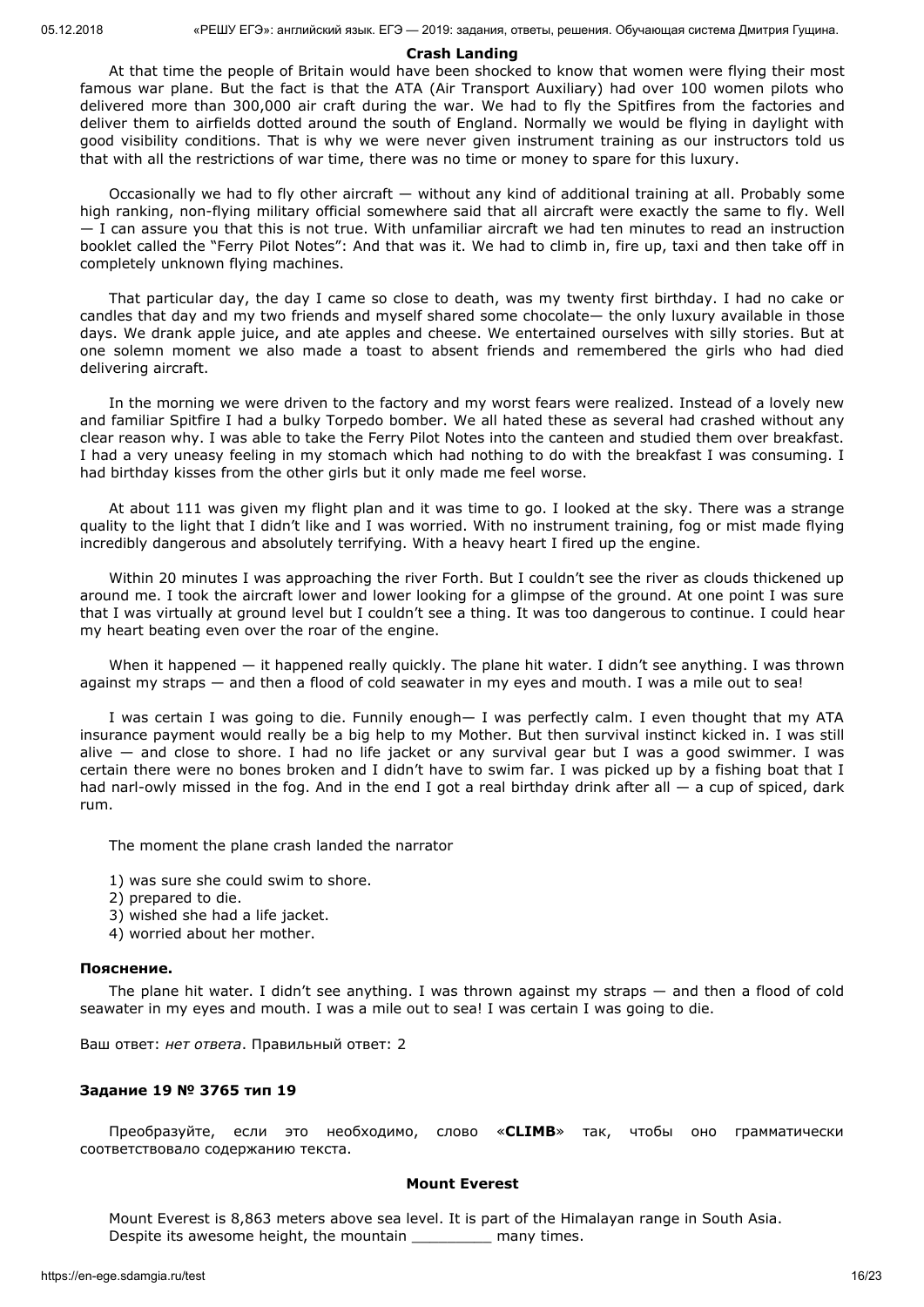### Crash Landing

At that time the people of Britain would have been shocked to know that women were flying their most famous war plane. But the fact is that the ATA (Air Transport Auxiliary) had over 100 women pilots who delivered more than 300,000 air craft during the war. We had to fly the Spitfires from the factories and deliver them to airfields dotted around the south of England. Normally we would be flying in daylight with good visibility conditions. That is why we were never given instrument training as our instructors told us that with all the restrictions of war time, there was no time or money to spare for this luxury.

Occasionally we had to fly other aircraft — without any kind of additional training at all. Probably some high ranking, non-flying military official somewhere said that all aircraft were exactly the same to fly. Well — I can assure you that this is not true. With unfamiliar aircraft we had ten minutes to read an instruction booklet called the "Ferry Pilot Notes": And that was it. We had to climb in, fire up, taxi and then take off in completely unknown flying machines.

That particular day, the day I came so close to death, was my twenty first birthday. I had no cake or candles that day and my two friends and myself shared some chocolate— the only luxury available in those days. We drank apple juice, and ate apples and cheese. We entertained ourselves with silly stories. But at one solemn moment we also made a toast to absent friends and remembered the girls who had died delivering aircraft.

In the morning we were driven to the factory and my worst fears were realized. Instead of a lovely new and familiar Spitfire I had a bulky Torpedo bomber. We all hated these as several had crashed without any clear reason why. I was able to take the Ferry Pilot Notes into the canteen and studied them over breakfast. I had a very uneasy feeling in my stomach which had nothing to do with the breakfast I was consuming. I had birthday kisses from the other girls but it only made me feel worse.

At about 111 was given my flight plan and it was time to go. I looked at the sky. There was a strange quality to the light that I didn't like and I was worried. With no instrument training, fog or mist made flying incredibly dangerous and absolutely terrifying. With a heavy heart I fired up the engine.

Within 20 minutes I was approaching the river Forth. But I couldn't see the river as clouds thickened up around me. I took the aircraft lower and lower looking for a glimpse of the ground. At one point I was sure that I was virtually at ground level but I couldn't see a thing. It was too dangerous to continue. I could hear my heart beating even over the roar of the engine.

When it happened — it happened really quickly. The plane hit water. I didn't see anything. I was thrown against my straps — and then a flood of cold seawater in my eyes and mouth. I was a mile out to sea!

I was certain I was going to die. Funnily enough— I was perfectly calm. I even thought that my ATA insurance payment would really be a big help to my Mother. But then survival instinct kicked in. I was still alive — and close to shore. I had no life jacket or any survival gear but I was a good swimmer. I was certain there were no bones broken and I didn't have to swim far. I was picked up by a fishing boat that I had narl-owly missed in the fog. And in the end I got a real birthday drink after all — a cup of spiced, dark rum.

The moment the plane crash landed the narrator

1) was sure she could swim to shore.
2) prepared to die.
3) wished she had a life jacket.
4) worried about her mother.

**Пояснение.**

The plane hit water. I didn't see anything. I was thrown against my straps — and then a flood of cold seawater in my eyes and mouth. I was a mile out to sea! I was certain I was going to die.

Ваш ответ: *нет ответа*. Правильный ответ: 2

**Задание 19 № 3765 тип 19**

Преобразуйте, если это необходимо, слово «**CLIMB**» так, чтобы оно грамматически соответствовало содержанию текста.

**Mount Everest**

Mount Everest is 8,863 meters above sea level. It is part of the Himalayan range in South Asia.
Despite its awesome height, the mountain _________ many times.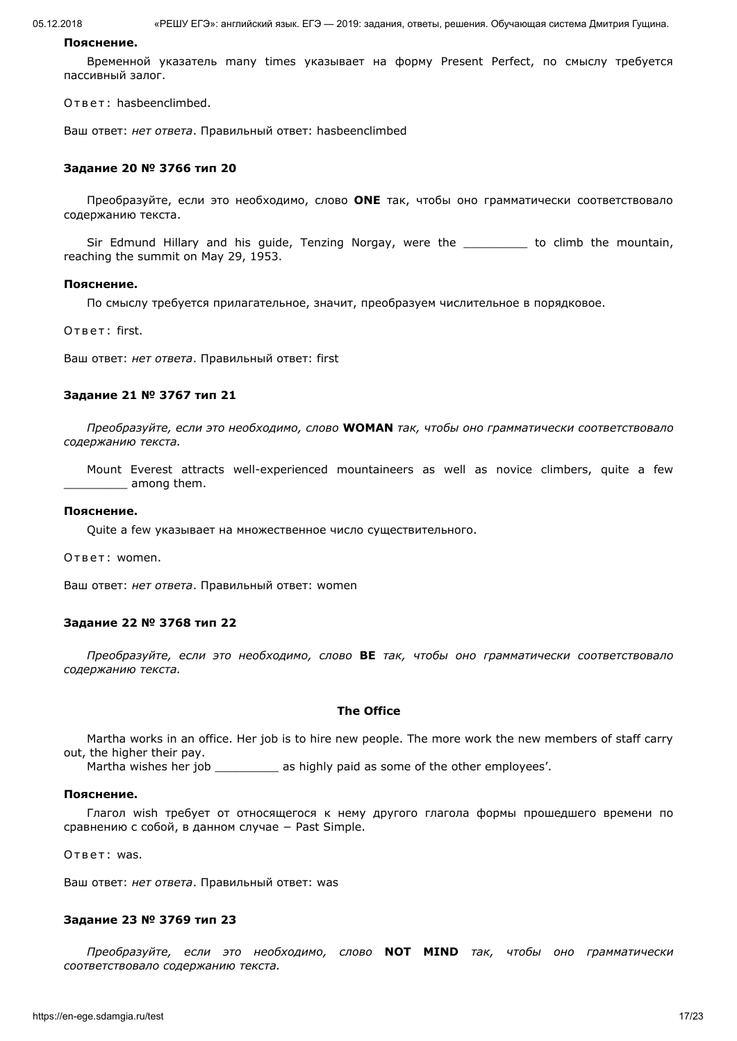**Пояснение.**

Временной указатель many times указывает на форму Present Perfect, по смыслу требуется пассивный залог.

Ответ: hasbeenclimbed.

Ваш ответ: *нет ответа*. Правильный ответ: hasbeenclimbed

**Задание 20 № 3766 тип 20**

Преобразуйте, если это необходимо, слово **ONE** так, чтобы оно грамматически соответствовало содержанию текста.

Sir Edmund Hillary and his guide, Tenzing Norgay, were the _________ to climb the mountain, reaching the summit on May 29, 1953.

**Пояснение.**

По смыслу требуется прилагательное, значит, преобразуем числительное в порядковое.

Ответ: first.

Ваш ответ: *нет ответа*. Правильный ответ: first

**Задание 21 № 3767 тип 21**

*Преобразуйте, если это необходимо, слово* **WOMAN** *так, чтобы оно грамматически соответствовало содержанию текста.*

Mount Everest attracts well-experienced mountaineers as well as novice climbers, quite a few _________ among them.

**Пояснение.**

Quite a few указывает на множественное число существительного.

Ответ: women.

Ваш ответ: *нет ответа*. Правильный ответ: women

**Задание 22 № 3768 тип 22**

*Преобразуйте, если это необходимо, слово* **BE** *так, чтобы оно грамматически соответствовало содержанию текста.*

**The Office**

Martha works in an office. Her job is to hire new people. The more work the new members of staff carry out, the higher their pay.
Martha wishes her job _________ as highly paid as some of the other employees'.

**Пояснение.**

Глагол wish требует от относящегося к нему другого глагола формы прошедшего времени по сравнению с собой, в данном случае − Past Simple.

Ответ: was.

Ваш ответ: *нет ответа*. Правильный ответ: was

**Задание 23 № 3769 тип 23**

*Преобразуйте, если это необходимо, слово* **NOT MIND** *так, чтобы оно грамматически соответствовало содержанию текста.*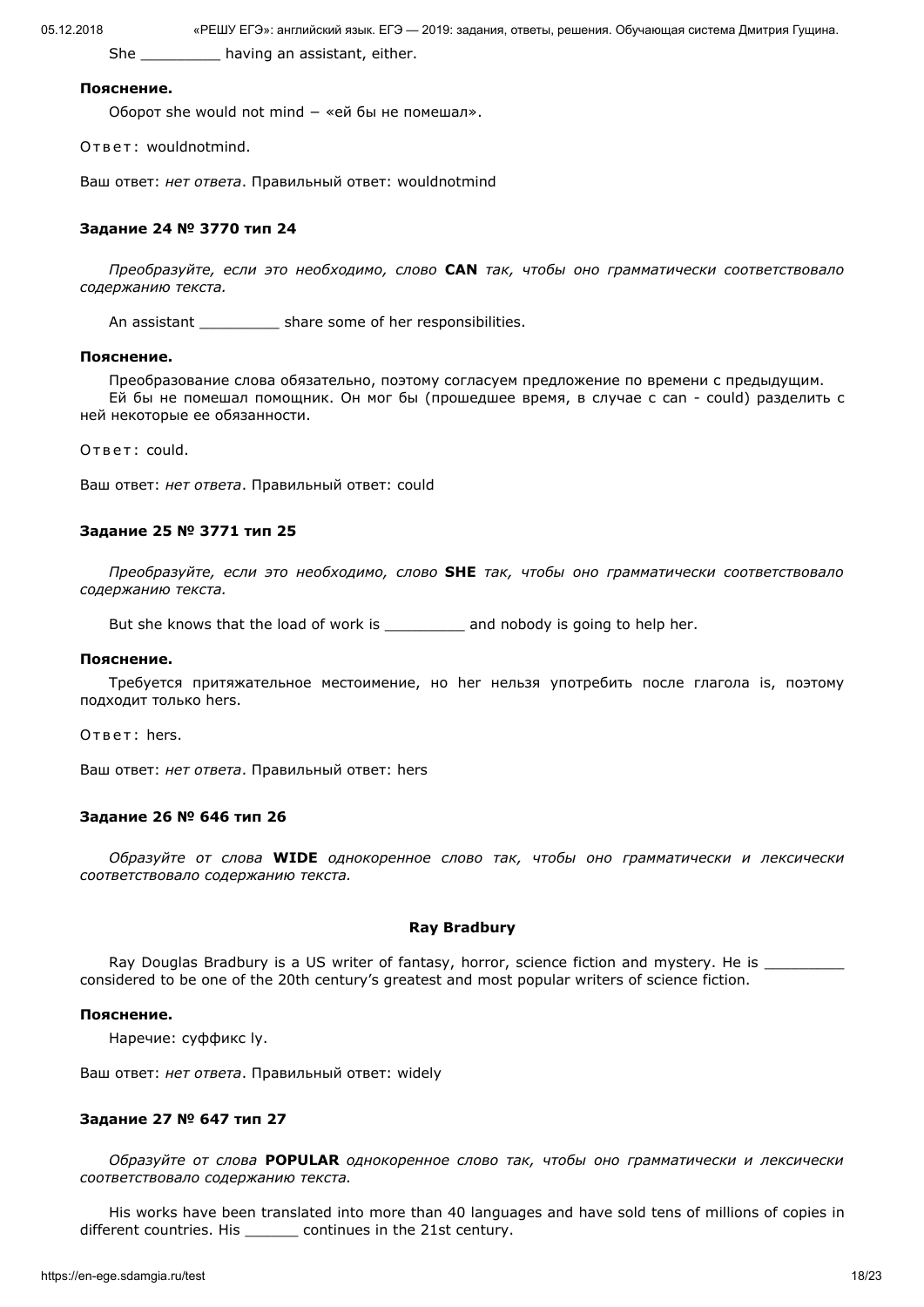She _________ having an assistant, either.

**Пояснение.**

Оборот she would not mind – «ей бы не помешал».

Ответ: wouldnotmind.

Ваш ответ: *нет ответа*. Правильный ответ: wouldnotmind

### Задание 24 № 3770 тип 24

*Преобразуйте, если это необходимо, слово* **CAN** *так, чтобы оно грамматически соответствовало содержанию текста.*

An assistant _________ share some of her responsibilities.

**Пояснение.**

Преобразование слова обязательно, поэтому согласуем предложение по времени с предыдущим.
Ей бы не помешал помощник. Он мог бы (прошедшее время, в случае с can - could) разделить с ней некоторые ее обязанности.

Ответ: could.

Ваш ответ: *нет ответа*. Правильный ответ: could

### Задание 25 № 3771 тип 25

*Преобразуйте, если это необходимо, слово* **SHE** *так, чтобы оно грамматически соответствовало содержанию текста.*

But she knows that the load of work is _________ and nobody is going to help her.

**Пояснение.**

Требуется притяжательное местоимение, но her нельзя употребить после глагола is, поэтому подходит только hers.

Ответ: hers.

Ваш ответ: *нет ответа*. Правильный ответ: hers

### Задание 26 № 646 тип 26

*Образуйте от слова* **WIDE** *однокоренное слово так, чтобы оно грамматически и лексически соответствовало содержанию текста.*

**Ray Bradbury**

Ray Douglas Bradbury is a US writer of fantasy, horror, science fiction and mystery. He is _________ considered to be one of the 20th century's greatest and most popular writers of science fiction.

**Пояснение.**

Наречие: суффикс ly.

Ваш ответ: *нет ответа*. Правильный ответ: widely

### Задание 27 № 647 тип 27

*Образуйте от слова* **POPULAR** *однокоренное слово так, чтобы оно грамматически и лексически соответствовало содержанию текста.*

His works have been translated into more than 40 languages and have sold tens of millions of copies in different countries. His ______ continues in the 21st century.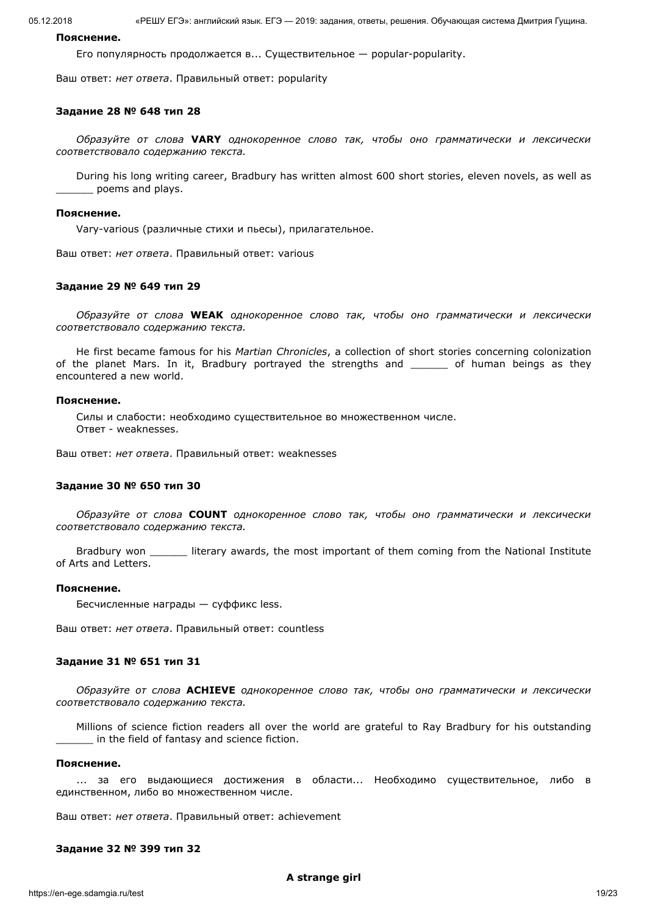**Пояснение.**

Его популярность продолжается в... Существительное — popular-popularity.

Ваш ответ: *нет ответа*. Правильный ответ: popularity

**Задание 28 № 648 тип 28**

*Образуйте от слова* **VARY** *однокоренное слово так, чтобы оно грамматически и лексически соответствовало содержанию текста.*

During his long writing career, Bradbury has written almost 600 short stories, eleven novels, as well as ______ poems and plays.

**Пояснение.**

Vary-various (различные стихи и пьесы), прилагательное.

Ваш ответ: *нет ответа*. Правильный ответ: various

**Задание 29 № 649 тип 29**

*Образуйте от слова* **WEAK** *однокоренное слово так, чтобы оно грамматически и лексически соответствовало содержанию текста.*

He first became famous for his *Martian Chronicles*, a collection of short stories concerning colonization of the planet Mars. In it, Bradbury portrayed the strengths and ______ of human beings as they encountered a new world.

**Пояснение.**

Силы и слабости: необходимо существительное во множественном числе.
Ответ - weaknesses.

Ваш ответ: *нет ответа*. Правильный ответ: weaknesses

**Задание 30 № 650 тип 30**

*Образуйте от слова* **COUNT** *однокоренное слово так, чтобы оно грамматически и лексически соответствовало содержанию текста.*

Bradbury won ______ literary awards, the most important of them coming from the National Institute of Arts and Letters.

**Пояснение.**

Бесчисленные награды — суффикс less.

Ваш ответ: *нет ответа*. Правильный ответ: countless

**Задание 31 № 651 тип 31**

*Образуйте от слова* **ACHIEVE** *однокоренное слово так, чтобы оно грамматически и лексически соответствовало содержанию текста.*

Millions of science fiction readers all over the world are grateful to Ray Bradbury for his outstanding ______ in the field of fantasy and science fiction.

**Пояснение.**

... за его выдающиеся достижения в области... Необходимо существительное, либо в единственном, либо во множественном числе.

Ваш ответ: *нет ответа*. Правильный ответ: achievement

**Задание 32 № 399 тип 32**

**A strange girl**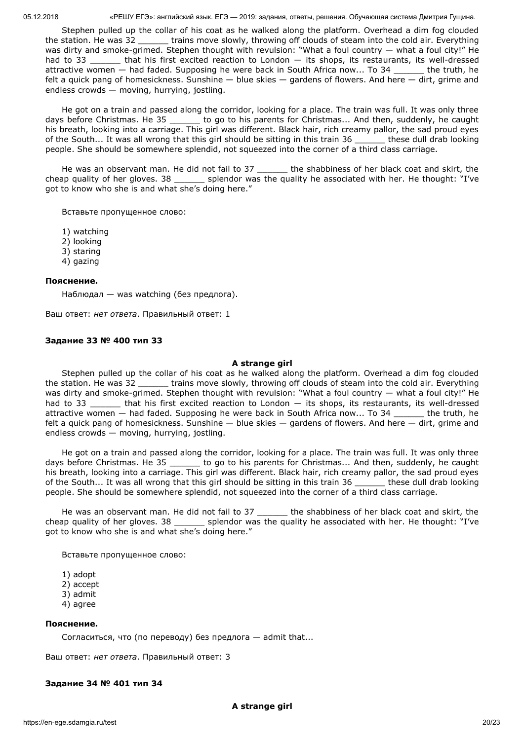Stephen pulled up the collar of his coat as he walked along the platform. Overhead a dim fog clouded the station. He was 32 ______ trains move slowly, throwing off clouds of steam into the cold air. Everything was dirty and smoke-grimed. Stephen thought with revulsion: "What a foul country — what a foul city!" He had to 33 ______ that his first excited reaction to London — its shops, its restaurants, its well-dressed attractive women — had faded. Supposing he were back in South Africa now... To 34 ______ the truth, he felt a quick pang of homesickness. Sunshine — blue skies — gardens of flowers. And here — dirt, grime and endless crowds — moving, hurrying, jostling.

He got on a train and passed along the corridor, looking for a place. The train was full. It was only three days before Christmas. He 35 ______ to go to his parents for Christmas... And then, suddenly, he caught his breath, looking into a carriage. This girl was different. Black hair, rich creamy pallor, the sad proud eyes of the South... It was all wrong that this girl should be sitting in this train 36 ______ these dull drab looking people. She should be somewhere splendid, not squeezed into the corner of a third class carriage.

He was an observant man. He did not fail to 37 ______ the shabbiness of her black coat and skirt, the cheap quality of her gloves. 38 ______ splendor was the quality he associated with her. He thought: "I've got to know who she is and what she's doing here."

Вставьте пропущенное слово:

1) watching
2) looking
3) staring
4) gazing

**Пояснение.**

Наблюдал — was watching (без предлога).

Ваш ответ: *нет ответа*. Правильный ответ: 1

**Задание 33 № 400 тип 33**

**A strange girl**

Stephen pulled up the collar of his coat as he walked along the platform. Overhead a dim fog clouded the station. He was 32 ______ trains move slowly, throwing off clouds of steam into the cold air. Everything was dirty and smoke-grimed. Stephen thought with revulsion: "What a foul country — what a foul city!" He had to 33 ______ that his first excited reaction to London — its shops, its restaurants, its well-dressed attractive women — had faded. Supposing he were back in South Africa now... To 34 ______ the truth, he felt a quick pang of homesickness. Sunshine — blue skies — gardens of flowers. And here — dirt, grime and endless crowds — moving, hurrying, jostling.

He got on a train and passed along the corridor, looking for a place. The train was full. It was only three days before Christmas. He 35 ______ to go to his parents for Christmas... And then, suddenly, he caught his breath, looking into a carriage. This girl was different. Black hair, rich creamy pallor, the sad proud eyes of the South... It was all wrong that this girl should be sitting in this train 36 ______ these dull drab looking people. She should be somewhere splendid, not squeezed into the corner of a third class carriage.

He was an observant man. He did not fail to 37 ______ the shabbiness of her black coat and skirt, the cheap quality of her gloves. 38 ______ splendor was the quality he associated with her. He thought: "I've got to know who she is and what she's doing here."

Вставьте пропущенное слово:

1) adopt
2) accept
3) admit
4) agree

**Пояснение.**

Согласиться, что (по переводу) без предлога — admit that...

Ваш ответ: *нет ответа*. Правильный ответ: 3

**Задание 34 № 401 тип 34**

**A strange girl**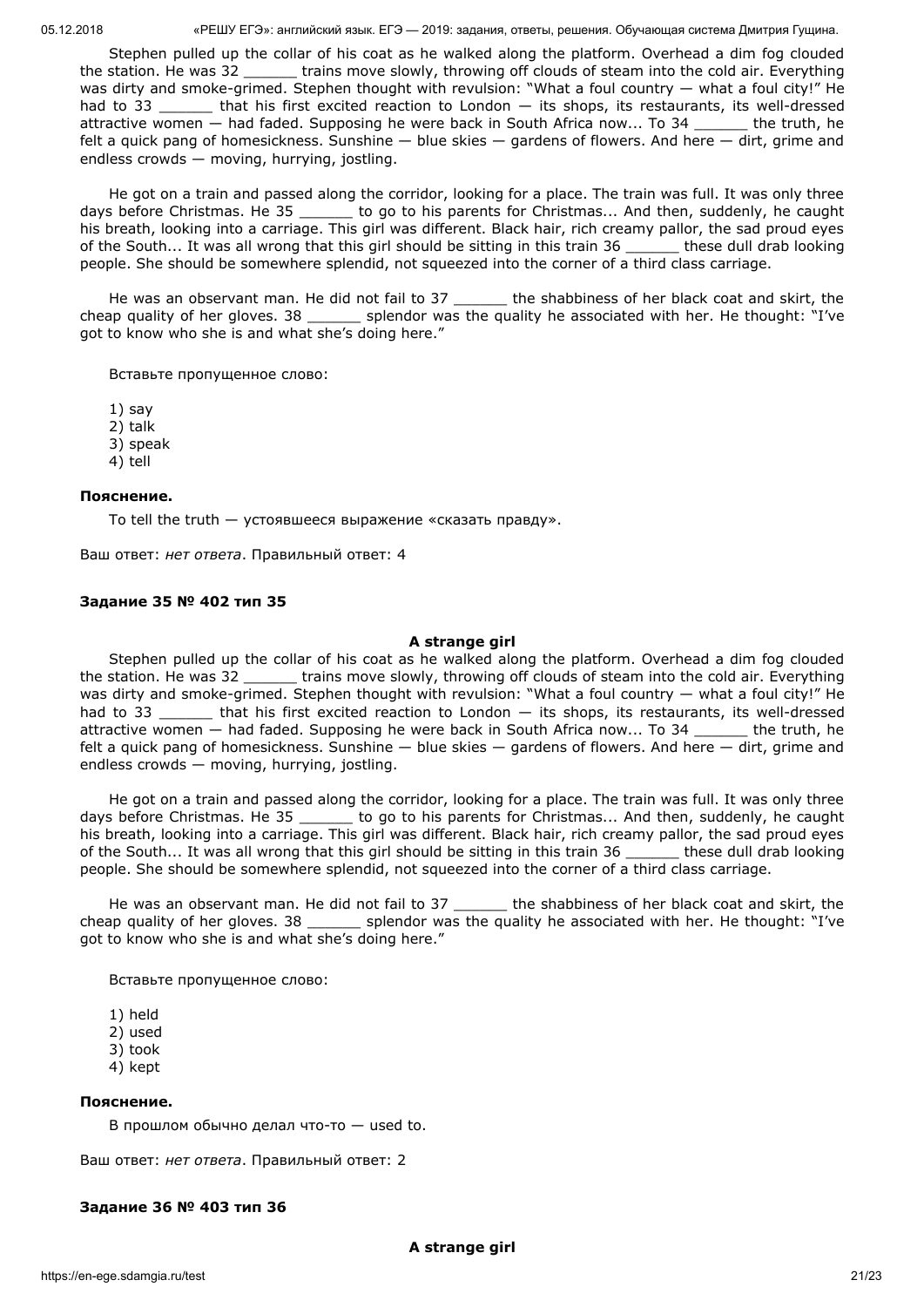Stephen pulled up the collar of his coat as he walked along the platform. Overhead a dim fog clouded the station. He was 32 ______ trains move slowly, throwing off clouds of steam into the cold air. Everything was dirty and smoke-grimed. Stephen thought with revulsion: "What a foul country — what a foul city!" He had to 33 ______ that his first excited reaction to London — its shops, its restaurants, its well-dressed attractive women — had faded. Supposing he were back in South Africa now... To 34 ______ the truth, he felt a quick pang of homesickness. Sunshine — blue skies — gardens of flowers. And here — dirt, grime and endless crowds — moving, hurrying, jostling.

He got on a train and passed along the corridor, looking for a place. The train was full. It was only three days before Christmas. He 35 ______ to go to his parents for Christmas... And then, suddenly, he caught his breath, looking into a carriage. This girl was different. Black hair, rich creamy pallor, the sad proud eyes of the South... It was all wrong that this girl should be sitting in this train 36 ______ these dull drab looking people. She should be somewhere splendid, not squeezed into the corner of a third class carriage.

He was an observant man. He did not fail to 37 ______ the shabbiness of her black coat and skirt, the cheap quality of her gloves. 38 ______ splendor was the quality he associated with her. He thought: "I've got to know who she is and what she's doing here."

Вставьте пропущенное слово:

1) say
2) talk
3) speak
4) tell

**Пояснение.**

To tell the truth — устоявшееся выражение «сказать правду».

Ваш ответ: *нет ответа*. Правильный ответ: 4

**Задание 35 № 402 тип 35**

**A strange girl**

Stephen pulled up the collar of his coat as he walked along the platform. Overhead a dim fog clouded the station. He was 32 ______ trains move slowly, throwing off clouds of steam into the cold air. Everything was dirty and smoke-grimed. Stephen thought with revulsion: "What a foul country — what a foul city!" He had to 33 ______ that his first excited reaction to London — its shops, its restaurants, its well-dressed attractive women — had faded. Supposing he were back in South Africa now... To 34 ______ the truth, he felt a quick pang of homesickness. Sunshine — blue skies — gardens of flowers. And here — dirt, grime and endless crowds — moving, hurrying, jostling.

He got on a train and passed along the corridor, looking for a place. The train was full. It was only three days before Christmas. He 35 ______ to go to his parents for Christmas... And then, suddenly, he caught his breath, looking into a carriage. This girl was different. Black hair, rich creamy pallor, the sad proud eyes of the South... It was all wrong that this girl should be sitting in this train 36 ______ these dull drab looking people. She should be somewhere splendid, not squeezed into the corner of a third class carriage.

He was an observant man. He did not fail to 37 ______ the shabbiness of her black coat and skirt, the cheap quality of her gloves. 38 ______ splendor was the quality he associated with her. He thought: "I've got to know who she is and what she's doing here."

Вставьте пропущенное слово:

1) held
2) used
3) took
4) kept

**Пояснение.**

В прошлом обычно делал что-то — used to.

Ваш ответ: *нет ответа*. Правильный ответ: 2

**Задание 36 № 403 тип 36**

**A strange girl**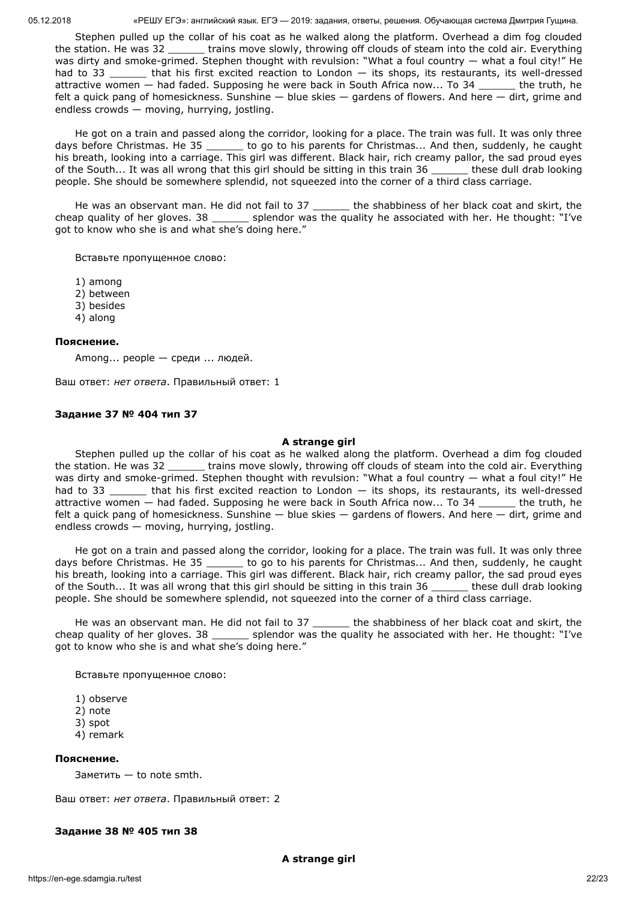Stephen pulled up the collar of his coat as he walked along the platform. Overhead a dim fog clouded the station. He was 32 ______ trains move slowly, throwing off clouds of steam into the cold air. Everything was dirty and smoke-grimed. Stephen thought with revulsion: “What a foul country — what a foul city!” He had to 33 ______ that his first excited reaction to London — its shops, its restaurants, its well-dressed attractive women — had faded. Supposing he were back in South Africa now... To 34 ______ the truth, he felt a quick pang of homesickness. Sunshine — blue skies — gardens of flowers. And here — dirt, grime and endless crowds — moving, hurrying, jostling.

He got on a train and passed along the corridor, looking for a place. The train was full. It was only three days before Christmas. He 35 ______ to go to his parents for Christmas... And then, suddenly, he caught his breath, looking into a carriage. This girl was different. Black hair, rich creamy pallor, the sad proud eyes of the South... It was all wrong that this girl should be sitting in this train 36 ______ these dull drab looking people. She should be somewhere splendid, not squeezed into the corner of a third class carriage.

He was an observant man. He did not fail to 37 ______ the shabbiness of her black coat and skirt, the cheap quality of her gloves. 38 ______ splendor was the quality he associated with her. He thought: “I’ve got to know who she is and what she’s doing here.”

Вставьте пропущенное слово:

1) among
2) between
3) besides
4) along

**Пояснение.**

Among... people — среди ... людей.

Ваш ответ: *нет ответа*. Правильный ответ: 1

### Задание 37 № 404 тип 37

**A strange girl**

Stephen pulled up the collar of his coat as he walked along the platform. Overhead a dim fog clouded the station. He was 32 ______ trains move slowly, throwing off clouds of steam into the cold air. Everything was dirty and smoke-grimed. Stephen thought with revulsion: “What a foul country — what a foul city!” He had to 33 ______ that his first excited reaction to London — its shops, its restaurants, its well-dressed attractive women — had faded. Supposing he were back in South Africa now... To 34 ______ the truth, he felt a quick pang of homesickness. Sunshine — blue skies — gardens of flowers. And here — dirt, grime and endless crowds — moving, hurrying, jostling.

He got on a train and passed along the corridor, looking for a place. The train was full. It was only three days before Christmas. He 35 ______ to go to his parents for Christmas... And then, suddenly, he caught his breath, looking into a carriage. This girl was different. Black hair, rich creamy pallor, the sad proud eyes of the South... It was all wrong that this girl should be sitting in this train 36 ______ these dull drab looking people. She should be somewhere splendid, not squeezed into the corner of a third class carriage.

He was an observant man. He did not fail to 37 ______ the shabbiness of her black coat and skirt, the cheap quality of her gloves. 38 ______ splendor was the quality he associated with her. He thought: “I’ve got to know who she is and what she’s doing here.”

Вставьте пропущенное слово:

1) observe
2) note
3) spot
4) remark

**Пояснение.**

Заметить — to note smth.

Ваш ответ: *нет ответа*. Правильный ответ: 2

### Задание 38 № 405 тип 38

**A strange girl**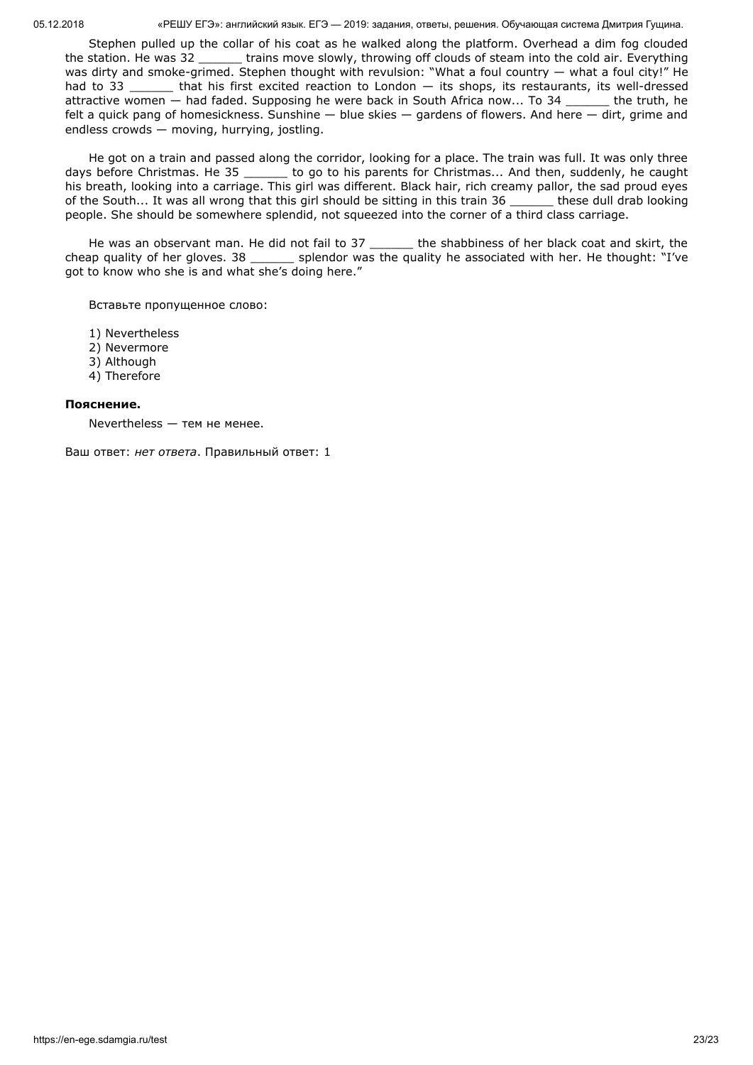Stephen pulled up the collar of his coat as he walked along the platform. Overhead a dim fog clouded the station. He was 32 ______ trains move slowly, throwing off clouds of steam into the cold air. Everything was dirty and smoke-grimed. Stephen thought with revulsion: "What a foul country — what a foul city!" He had to 33 ______ that his first excited reaction to London — its shops, its restaurants, its well-dressed attractive women — had faded. Supposing he were back in South Africa now... To 34 ______ the truth, he felt a quick pang of homesickness. Sunshine — blue skies — gardens of flowers. And here — dirt, grime and endless crowds — moving, hurrying, jostling.

He got on a train and passed along the corridor, looking for a place. The train was full. It was only three days before Christmas. He 35 ______ to go to his parents for Christmas... And then, suddenly, he caught his breath, looking into a carriage. This girl was different. Black hair, rich creamy pallor, the sad proud eyes of the South... It was all wrong that this girl should be sitting in this train 36 ______ these dull drab looking people. She should be somewhere splendid, not squeezed into the corner of a third class carriage.

He was an observant man. He did not fail to 37 ______ the shabbiness of her black coat and skirt, the cheap quality of her gloves. 38 ______ splendor was the quality he associated with her. He thought: "I've got to know who she is and what she's doing here."

Вставьте пропущенное слово:

1) Nevertheless
2) Nevermore
3) Although
4) Therefore

**Пояснение.**

Nevertheless — тем не менее.

Ваш ответ: *нет ответа*. Правильный ответ: 1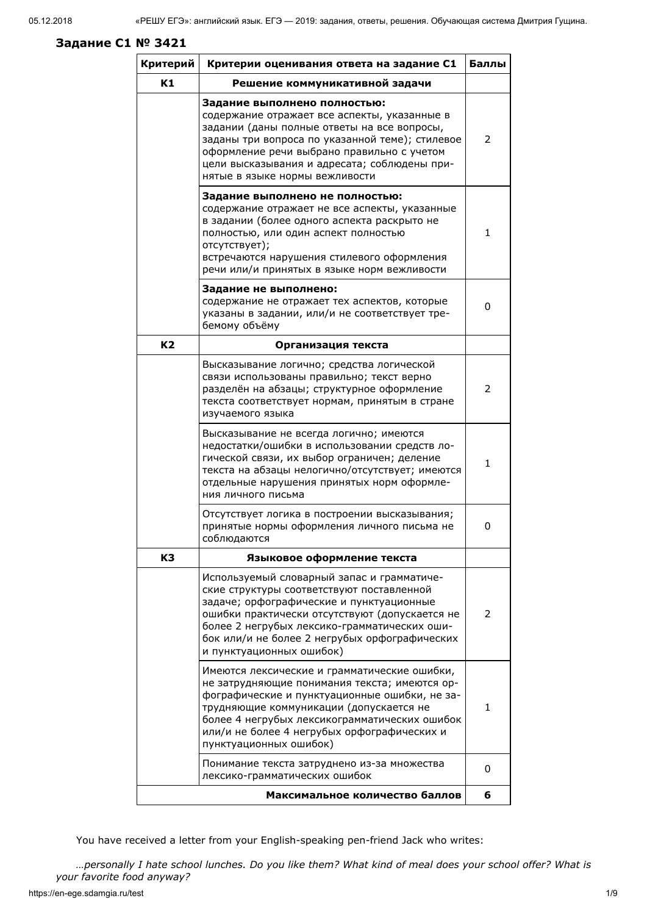### Задание C1 № 3421

| Критерий | Критерии оценивания ответа на задание C1 | Баллы |
|---|---|---|
| **К1** | **Решение коммуникативной задачи** | |
| | **Задание выполнено полностью:** содержание отражает все аспекты, указанные в задании (даны полные ответы на все вопросы, заданы три вопроса по указанной теме); стилевое оформление речи выбрано правильно с учетом цели высказывания и адресата; соблюдены принятые в языке нормы вежливости | 2 |
| | **Задание выполнено не полностью:** содержание отражает не все аспекты, указанные в задании (более одного аспекта раскрыто не полностью, или один аспект полностью отсутствует); встречаются нарушения стилевого оформления речи или/и принятых в языке норм вежливости | 1 |
| | **Задание не выполнено:** содержание не отражает тех аспектов, которые указаны в задании, или/и не соответствует требемому объёму | 0 |
| **К2** | **Организация текста** | |
| | Высказывание логично; средства логической связи использованы правильно; текст верно разделён на абзацы; структурное оформление текста соответствует нормам, принятым в стране изучаемого языка | 2 |
| | Высказывание не всегда логично; имеются недостатки/ошибки в использовании средств логической связи, их выбор ограничен; деление текста на абзацы нелогично/отсутствует; имеются отдельные нарушения принятых норм оформления личного письма | 1 |
| | Отсутствует логика в построении высказывания; принятые нормы оформления личного письма не соблюдаются | 0 |
| **К3** | **Языковое оформление текста** | |
| | Используемый словарный запас и грамматические структуры соответствуют поставленной задаче; орфографические и пунктуационные ошибки практически отсутствуют (допускается не более 2 негрубых лексико-грамматических ошибок или/и не более 2 негрубых орфографических и пунктуационных ошибок) | 2 |
| | Имеются лексические и грамматические ошибки, не затрудняющие понимания текста; имеются орфографические и пунктуационные ошибки, не затрудняющие коммуникации (допускается не более 4 негрубых лексикограмматических ошибок или/и не более 4 негрубых орфографических и пунктуационных ошибок) | 1 |
| | Понимание текста затруднено из-за множества лексико-грамматических ошибок | 0 |
| | **Максимальное количество баллов** | **6** |

You have received a letter from your English-speaking pen-friend Jack who writes:

*…personally I hate school lunches. Do you like them? What kind of meal does your school offer? What is your favorite food anyway?*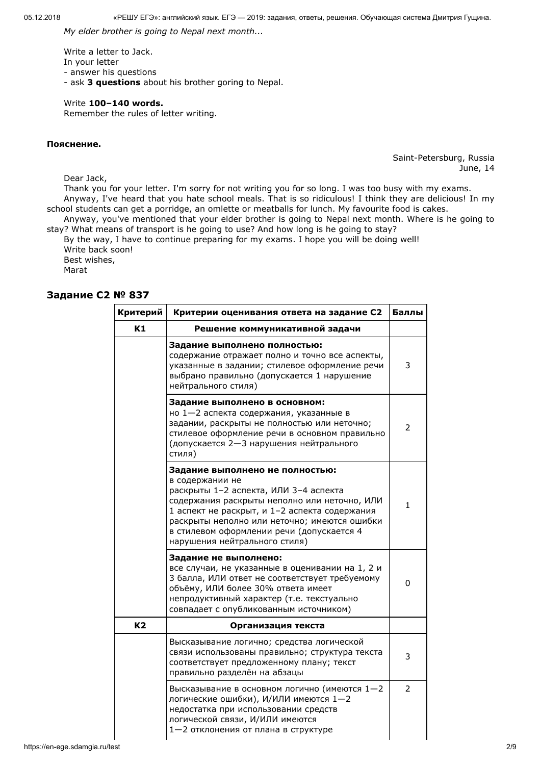*My elder brother is going to Nepal next month...*

Write a letter to Jack.
In your letter
- answer his questions
- ask **3 questions** about his brother goring to Nepal.

Write **100–140 words.**
Remember the rules of letter writing.

**Пояснение.**

Saint-Petersburg, Russia
June, 14

Dear Jack,

Thank you for your letter. I'm sorry for not writing you for so long. I was too busy with my exams.

Anyway, I've heard that you hate school meals. That is so ridiculous! I think they are delicious! In my school students can get a porridge, an omlette or meatballs for lunch. My favourite food is cakes.

Anyway, you've mentioned that your elder brother is going to Nepal next month. Where is he going to stay? What means of transport is he going to use? And how long is he going to stay?

By the way, I have to continue preparing for my exams. I hope you will be doing well!

Write back soon!

Best wishes,
Marat

## Задание C2 № 837

| Критерий | Критерии оценивания ответа на задание C2 | Баллы |
|---|---|---|
| **K1** | **Решение коммуникативной задачи** | |
| | **Задание выполнено полностью:** содержание отражает полно и точно все аспекты, указанные в задании; стилевое оформление речи выбрано правильно (допускается 1 нарушение нейтрального стиля) | 3 |
| | **Задание выполнено в основном:** но 1—2 аспекта содержания, указанные в задании, раскрыты не полностью или неточно; стилевое оформление речи в основном правильно (допускается 2—3 нарушения нейтрального стиля) | 2 |
| | **Задание выполнено не полностью:** в содержании не раскрыты 1–2 аспекта, ИЛИ 3–4 аспекта содержания раскрыты неполно или неточно, ИЛИ 1 аспект не раскрыт, и 1–2 аспекта содержания раскрыты неполно или неточно; имеются ошибки в стилевом оформлении речи (допускается 4 нарушения нейтрального стиля) | 1 |
| | **Задание не выполнено:** все случаи, не указанные в оценивании на 1, 2 и 3 балла, ИЛИ ответ не соответствует требуемому объёму, ИЛИ более 30% ответа имеет непродуктивный характер (т.е. текстуально совпадает с опубликованным источником) | 0 |
| **K2** | **Организация текста** | |
| | Высказывание логично; средства логической связи использованы правильно; структура текста соответствует предложенному плану; текст правильно разделён на абзацы | 3 |
| | Высказывание в основном логично (имеются 1—2 логические ошибки), И/ИЛИ имеются 1—2 недостатка при использовании средств логической связи, И/ИЛИ имеются 1—2 отклонения от плана в структуре | 2 |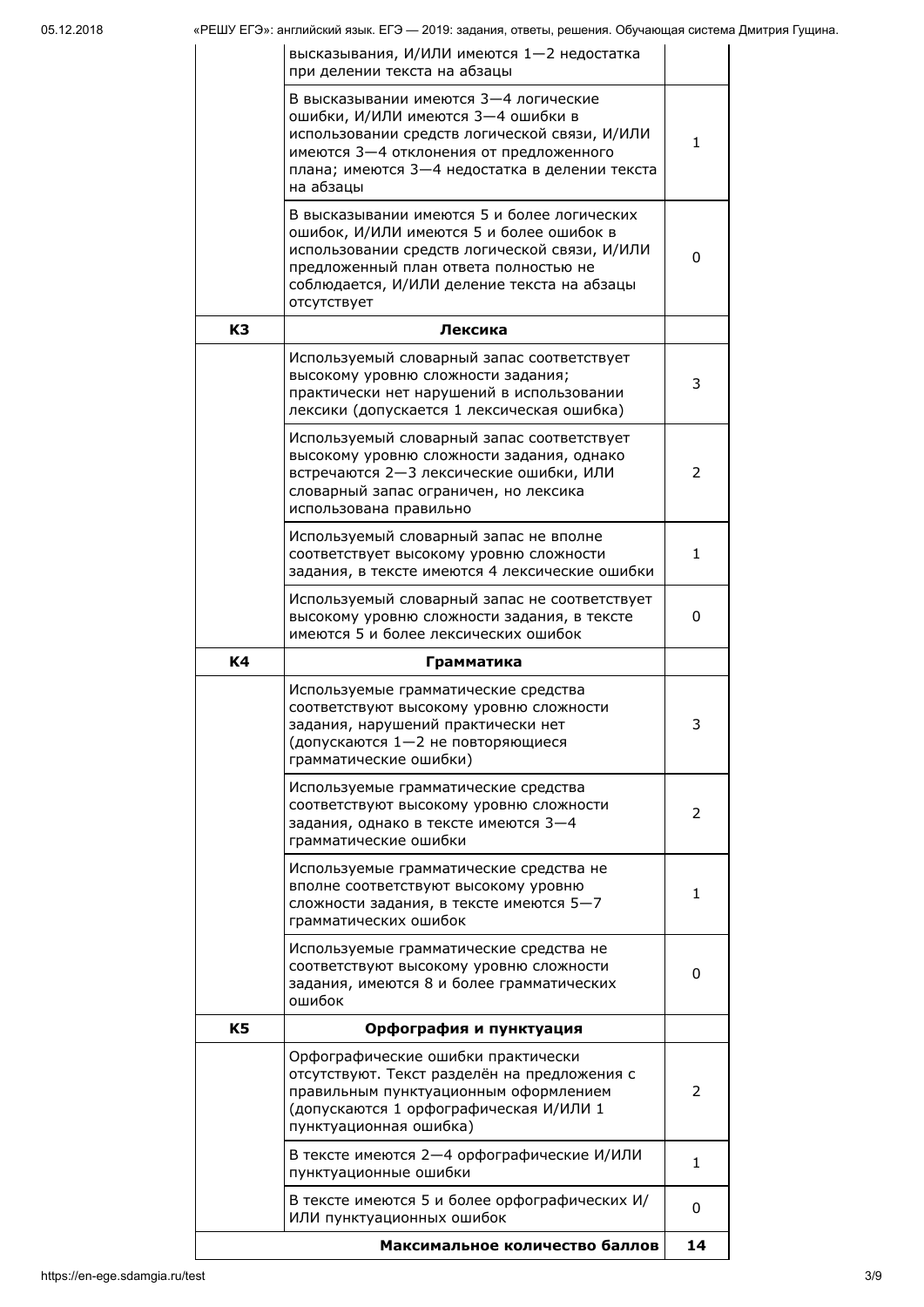| | | |
|---|---|---|
| | высказывания, И/ИЛИ имеются 1—2 недостатка при делении текста на абзацы | |
| | В высказывании имеются 3—4 логические ошибки, И/ИЛИ имеются 3—4 ошибки в использовании средств логической связи, И/ИЛИ имеются 3—4 отклонения от предложенного плана; имеются 3—4 недостатка в делении текста на абзацы | 1 |
| | В высказывании имеются 5 и более логических ошибок, И/ИЛИ имеются 5 и более ошибок в использовании средств логической связи, И/ИЛИ предложенный план ответа полностью не соблюдается, И/ИЛИ деление текста на абзацы отсутствует | 0 |
| **К3** | **Лексика** | |
| | Используемый словарный запас соответствует высокому уровню сложности задания; практически нет нарушений в использовании лексики (допускается 1 лексическая ошибка) | 3 |
| | Используемый словарный запас соответствует высокому уровню сложности задания, однако встречаются 2—3 лексические ошибки, ИЛИ словарный запас ограничен, но лексика использована правильно | 2 |
| | Используемый словарный запас не вполне соответствует высокому уровню сложности задания, в тексте имеются 4 лексические ошибки | 1 |
| | Используемый словарный запас не соответствует высокому уровню сложности задания, в тексте имеются 5 и более лексических ошибок | 0 |
| **К4** | **Грамматика** | |
| | Используемые грамматические средства соответствуют высокому уровню сложности задания, нарушений практически нет (допускаются 1—2 не повторяющиеся грамматические ошибки) | 3 |
| | Используемые грамматические средства соответствуют высокому уровню сложности задания, однако в тексте имеются 3—4 грамматические ошибки | 2 |
| | Используемые грамматические средства не вполне соответствуют высокому уровню сложности задания, в тексте имеются 5—7 грамматических ошибок | 1 |
| | Используемые грамматические средства не соответствуют высокому уровню сложности задания, имеются 8 и более грамматических ошибок | 0 |
| **К5** | **Орфография и пунктуация** | |
| | Орфографические ошибки практически отсутствуют. Текст разделён на предложения с правильным пунктуационным оформлением (допускаются 1 орфографическая И/ИЛИ 1 пунктуационная ошибка) | 2 |
| | В тексте имеются 2—4 орфографические И/ИЛИ пунктуационные ошибки | 1 |
| | В тексте имеются 5 и более орфографических И/ИЛИ пунктуационных ошибок | 0 |
| | **Максимальное количество баллов** | **14** |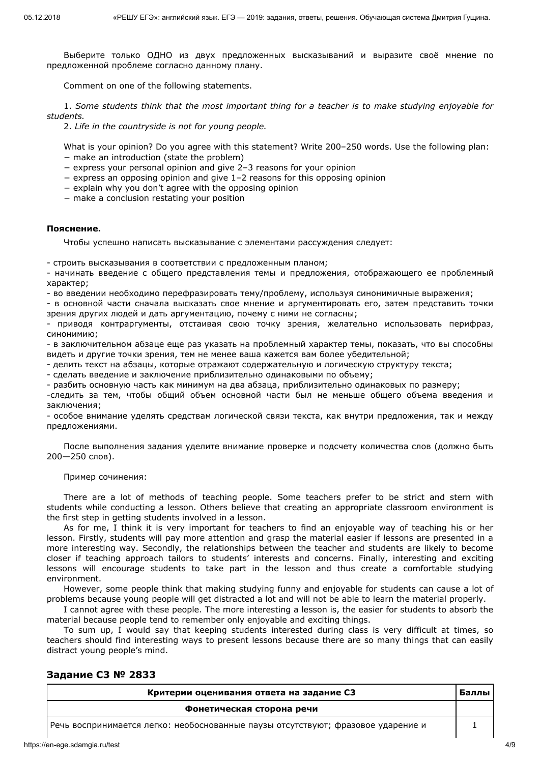Выберите только ОДНО из двух предложенных высказываний и выразите своё мнение по предложенной проблеме согласно данному плану.

Comment on one of the following statements.

1. *Some students think that the most important thing for a teacher is to make studying enjoyable for students.*
2. *Life in the countryside is not for young people.*

What is your opinion? Do you agree with this statement? Write 200–250 words. Use the following plan:
− make an introduction (state the problem)
− express your personal opinion and give 2–3 reasons for your opinion
− express an opposing opinion and give 1–2 reasons for this opposing opinion
− explain why you don't agree with the opposing opinion
− make a conclusion restating your position

**Пояснение.**

Чтобы успешно написать высказывание с элементами рассуждения следует:

- строить высказывания в соответствии с предложенным планом;
- начинать введение с общего представления темы и предложения, отображающего ее проблемный характер;
- во введении необходимо перефразировать тему/проблему, используя синонимичные выражения;
- в основной части сначала высказать свое мнение и аргументировать его, затем представить точки зрения других людей и дать аргументацию, почему с ними не согласны;
- приводя контраргументы, отстаивая свою точку зрения, желательно использовать перифраз, синонимию;
- в заключительном абзаце еще раз указать на проблемный характер темы, показать, что вы способны видеть и другие точки зрения, тем не менее ваша кажется вам более убедительной;
- делить текст на абзацы, которые отражают содержательную и логическую структуру текста;
- сделать введение и заключение приблизительно одинаковыми по объему;
- разбить основную часть как минимум на два абзаца, приблизительно одинаковых по размеру;
-следить за тем, чтобы общий объем основной части был не меньше общего объема введения и заключения;
- особое внимание уделять средствам логической связи текста, как внутри предложения, так и между предложениями.

После выполнения задания уделите внимание проверке и подсчету количества слов (должно быть 200—250 слов).

Пример сочинения:

There are a lot of methods of teaching people. Some teachers prefer to be strict and stern with students while conducting a lesson. Others believe that creating an appropriate classroom environment is the first step in getting students involved in a lesson.

As for me, I think it is very important for teachers to find an enjoyable way of teaching his or her lesson. Firstly, students will pay more attention and grasp the material easier if lessons are presented in a more interesting way. Secondly, the relationships between the teacher and students are likely to become closer if teaching approach tailors to students' interests and concerns. Finally, interesting and exciting lessons will encourage students to take part in the lesson and thus create a comfortable studying environment.

However, some people think that making studying funny and enjoyable for students can cause a lot of problems because young people will get distracted a lot and will not be able to learn the material properly.

I cannot agree with these people. The more interesting a lesson is, the easier for students to absorb the material because people tend to remember only enjoyable and exciting things.

To sum up, I would say that keeping students interested during class is very difficult at times, so teachers should find interesting ways to present lessons because there are so many things that can easily distract young people's mind.

## Задание C3 № 2833

| Критерии оценивания ответа на задание С3 | Баллы |
|---|---|
| **Фонетическая сторона речи** | |
| Речь воспринимается легко: необоснованные паузы отсутствуют; фразовое ударение и | 1 |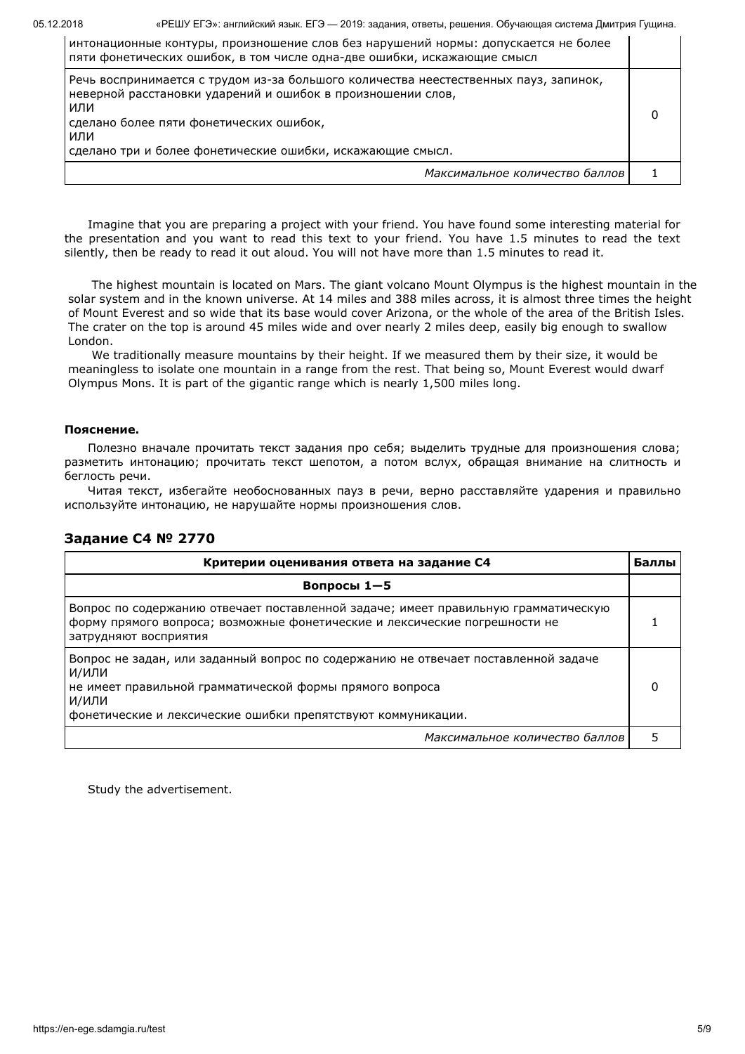| | |
|---|---|
| интонационные контуры, произношение слов без нарушений нормы: допускается не более пяти фонетических ошибок, в том числе одна-две ошибки, искажающие смысл | |
| Речь воспринимается с трудом из-за большого количества неестественных пауз, запинок, неверной расстановки ударений и ошибок в произношении слов, ИЛИ сделано более пяти фонетических ошибок, ИЛИ сделано три и более фонетические ошибки, искажающие смысл. | 0 |
| *Максимальное количество баллов* | 1 |

Imagine that you are preparing a project with your friend. You have found some interesting material for the presentation and you want to read this text to your friend. You have 1.5 minutes to read the text silently, then be ready to read it out aloud. You will not have more than 1.5 minutes to read it.

The highest mountain is located on Mars. The giant volcano Mount Olympus is the highest mountain in the solar system and in the known universe. At 14 miles and 388 miles across, it is almost three times the height of Mount Everest and so wide that its base would cover Arizona, or the whole of the area of the British Isles. The crater on the top is around 45 miles wide and over nearly 2 miles deep, easily big enough to swallow London.

We traditionally measure mountains by their height. If we measured them by their size, it would be meaningless to isolate one mountain in a range from the rest. That being so, Mount Everest would dwarf Olympus Mons. It is part of the gigantic range which is nearly 1,500 miles long.

**Пояснение.**

Полезно вначале прочитать текст задания про себя; выделить трудные для произношения слова; разметить интонацию; прочитать текст шепотом, а потом вслух, обращая внимание на слитность и беглость речи.

Читая текст, избегайте необоснованных пауз в речи, верно расставляйте ударения и правильно используйте интонацию, не нарушайте нормы произношения слов.

## Задание C4 № 2770

| Критерии оценивания ответа на задание C4 | Баллы |
|---|---|
| **Вопросы 1—5** | |
| Вопрос по содержанию отвечает поставленной задаче; имеет правильную грамматическую форму прямого вопроса; возможные фонетические и лексические погрешности не затрудняют восприятия | 1 |
| Вопрос не задан, или заданный вопрос по содержанию не отвечает поставленной задаче И/ИЛИ не имеет правильной грамматической формы прямого вопроса И/ИЛИ фонетические и лексические ошибки препятствуют коммуникации. | 0 |
| *Максимальное количество баллов* | 5 |

Study the advertisement.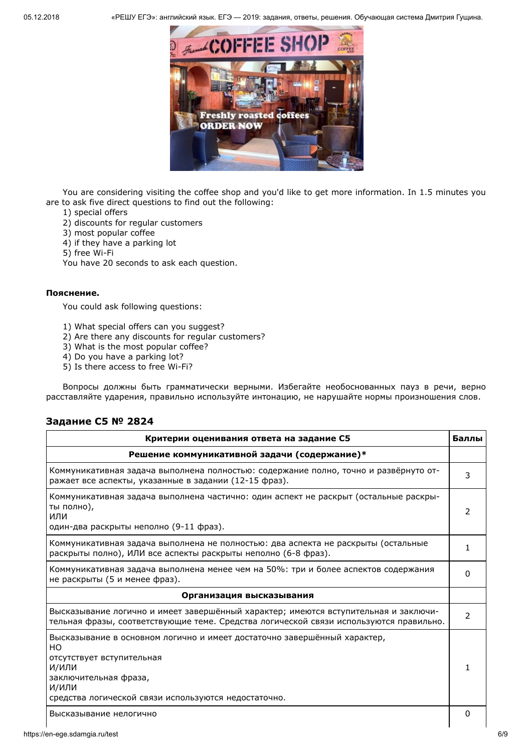You are considering visiting the coffee shop and you'd like to get more information. In 1.5 minutes you are to ask five direct questions to find out the following:

1) special offers
2) discounts for regular customers
3) most popular coffee
4) if they have a parking lot
5) free Wi-Fi

You have 20 seconds to ask each question.

**Пояснение.**

You could ask following questions:

1) What special offers can you suggest?
2) Are there any discounts for regular customers?
3) What is the most popular coffee?
4) Do you have a parking lot?
5) Is there access to free Wi-Fi?

Вопросы должны быть грамматически верными. Избегайте необоснованных пауз в речи, верно расставляйте ударения, правильно используйте интонацию, не нарушайте нормы произношения слов.

### Задание C5 № 2824

| Критерии оценивания ответа на задание C5 | Баллы |
|---|---|
| **Решение коммуникативной задачи (содержание)*** | |
| Коммуникативная задача выполнена полностью: содержание полно, точно и развёрнуто отражает все аспекты, указанные в задании (12-15 фраз). | 3 |
| Коммуникативная задача выполнена частично: один аспект не раскрыт (остальные раскрыты полно), ИЛИ один-два раскрыты неполно (9-11 фраз). | 2 |
| Коммуникативная задача выполнена не полностью: два аспекта не раскрыты (остальные раскрыты полно), ИЛИ все аспекты раскрыты неполно (6-8 фраз). | 1 |
| Коммуникативная задача выполнена менее чем на 50%: три и более аспектов содержания не раскрыты (5 и менее фраз). | 0 |
| **Организация высказывания** | |
| Высказывание логично и имеет завершённый характер; имеются вступительная и заключительная фразы, соответствующие теме. Средства логической связи используются правильно. | 2 |
| Высказывание в основном логично и имеет достаточно завершённый характер, НО отсутствует вступительная И/ИЛИ заключительная фраза, И/ИЛИ средства логической связи используются недостаточно. | 1 |
| Высказывание нелогично | 0 |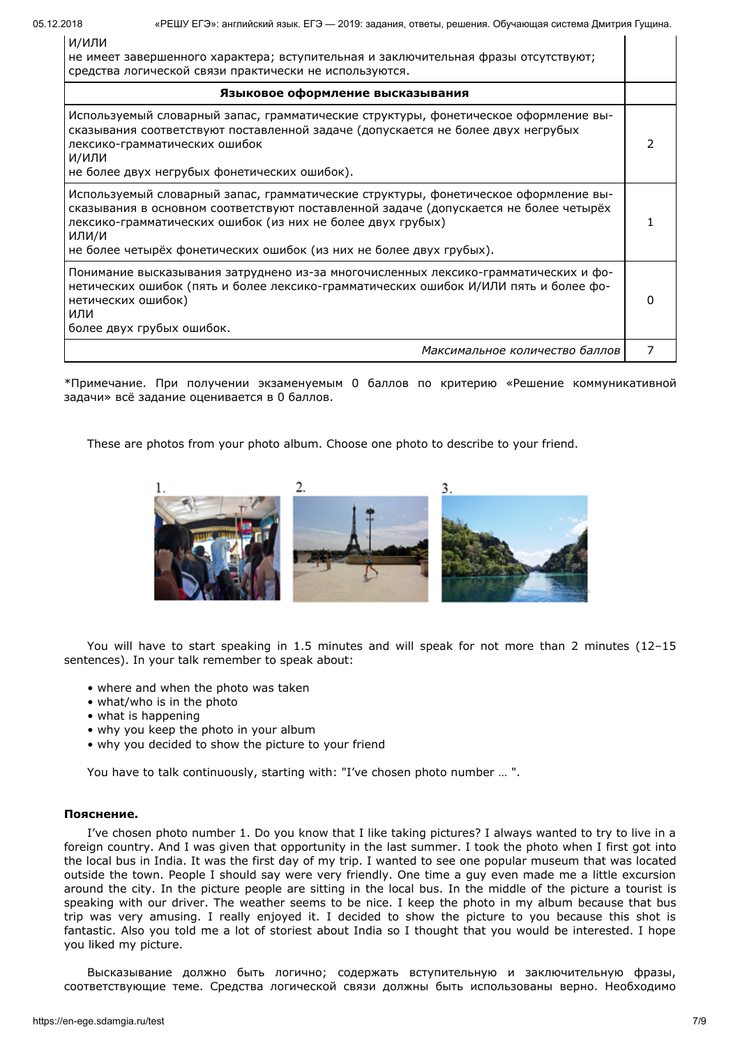| | |
|---|---|
| И/ИЛИ<br>не имеет завершенного характера; вступительная и заключительная фразы отсутствуют; средства логической связи практически не используются. | |
| **Языковое оформление высказывания** | |
| Используемый словарный запас, грамматические структуры, фонетическое оформление высказывания соответствуют поставленной задаче (допускается не более двух негрубых лексико-грамматических ошибок<br>И/ИЛИ<br>не более двух негрубых фонетических ошибок). | 2 |
| Используемый словарный запас, грамматические структуры, фонетическое оформление высказывания в основном соответствуют поставленной задаче (допускается не более четырёх лексико-грамматических ошибок (из них не более двух грубых)<br>ИЛИ/И<br>не более четырёх фонетических ошибок (из них не более двух грубых). | 1 |
| Понимание высказывания затруднено из-за многочисленных лексико-грамматических и фонетических ошибок (пять и более лексико-грамматических ошибок И/ИЛИ пять и более фонетических ошибок)<br>ИЛИ<br>более двух грубых ошибок. | 0 |
| *Максимальное количество баллов* | 7 |

*Примечание. При получении экзаменуемым 0 баллов по критерию «Решение коммуникативной задачи» всё задание оценивается в 0 баллов.

These are photos from your photo album. Choose one photo to describe to your friend.

1. 2. 3.

You will have to start speaking in 1.5 minutes and will speak for not more than 2 minutes (12–15 sentences). In your talk remember to speak about:

- where and when the photo was taken
- what/who is in the photo
- what is happening
- why you keep the photo in your album
- why you decided to show the picture to your friend

You have to talk continuously, starting with: "I've chosen photo number … ".

**Пояснение.**

I've chosen photo number 1. Do you know that I like taking pictures? I always wanted to try to live in a foreign country. And I was given that opportunity in the last summer. I took the photo when I first got into the local bus in India. It was the first day of my trip. I wanted to see one popular museum that was located outside the town. People I should say were very friendly. One time a guy even made me a little excursion around the city. In the picture people are sitting in the local bus. In the middle of the picture a tourist is speaking with our driver. The weather seems to be nice. I keep the photo in my album because that bus trip was very amusing. I really enjoyed it. I decided to show the picture to you because this shot is fantastic. Also you told me a lot of storiest about India so I thought that you would be interested. I hope you liked my picture.

Высказывание должно быть логично; содержать вступительную и заключительную фразы, соответствующие теме. Средства логической связи должны быть использованы верно. Необходимо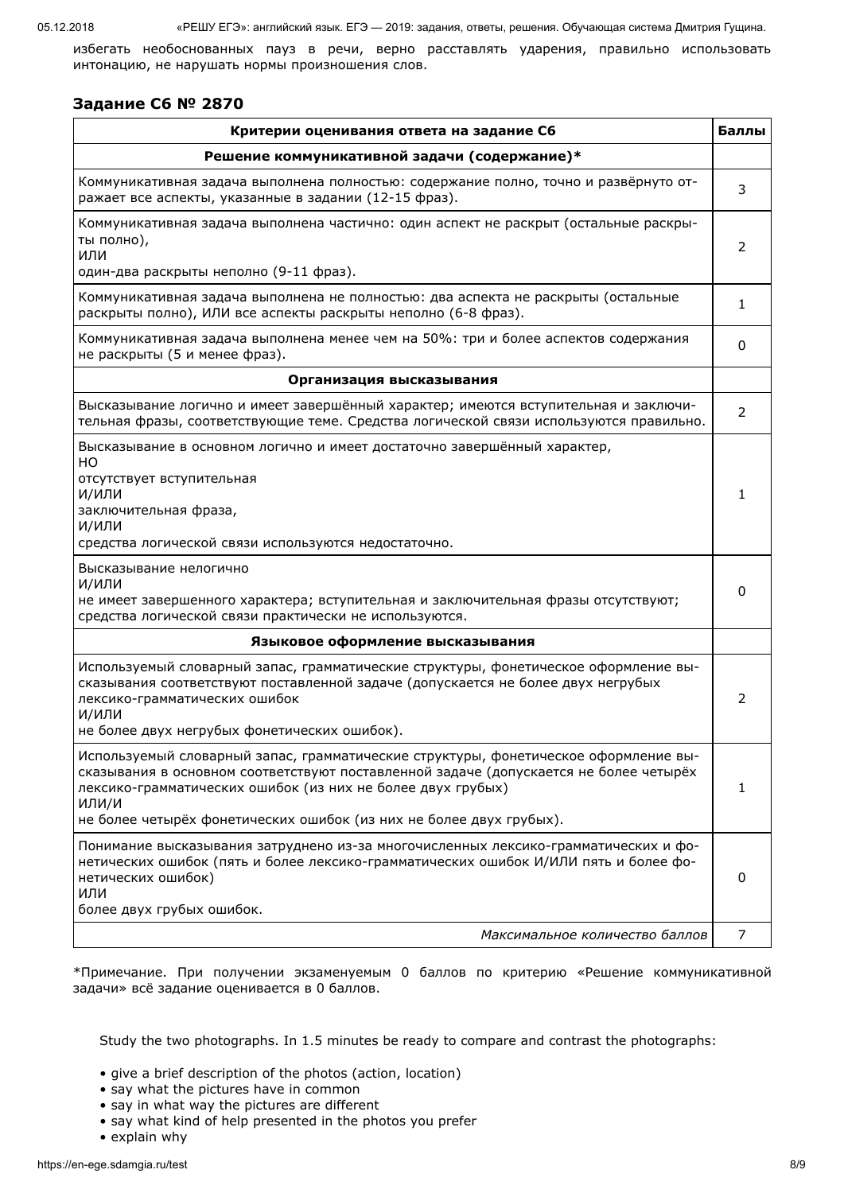избегать необоснованных пауз в речи, верно расставлять ударения, правильно использовать интонацию, не нарушать нормы произношения слов.

## Задание C6 № 2870

| Критерии оценивания ответа на задание С6 | Баллы |
|---|---|
| **Решение коммуникативной задачи (содержание)*** | |
| Коммуникативная задача выполнена полностью: содержание полно, точно и развёрнуто отражает все аспекты, указанные в задании (12-15 фраз). | 3 |
| Коммуникативная задача выполнена частично: один аспект не раскрыт (остальные раскрыты полно), ИЛИ один-два раскрыты неполно (9-11 фраз). | 2 |
| Коммуникативная задача выполнена не полностью: два аспекта не раскрыты (остальные раскрыты полно), ИЛИ все аспекты раскрыты неполно (6-8 фраз). | 1 |
| Коммуникативная задача выполнена менее чем на 50%: три и более аспектов содержания не раскрыты (5 и менее фраз). | 0 |
| **Организация высказывания** | |
| Высказывание логично и имеет завершённый характер; имеются вступительная и заключительная фразы, соответствующие теме. Средства логической связи используются правильно. | 2 |
| Высказывание в основном логично и имеет достаточно завершённый характер, НО отсутствует вступительная И/ИЛИ заключительная фраза, И/ИЛИ средства логической связи используются недостаточно. | 1 |
| Высказывание нелогично И/ИЛИ не имеет завершенного характера; вступительная и заключительная фразы отсутствуют; средства логической связи практически не используются. | 0 |
| **Языковое оформление высказывания** | |
| Используемый словарный запас, грамматические структуры, фонетическое оформление высказывания соответствуют поставленной задаче (допускается не более двух негрубых лексико-грамматических ошибок И/ИЛИ не более двух негрубых фонетических ошибок). | 2 |
| Используемый словарный запас, грамматические структуры, фонетическое оформление высказывания в основном соответствуют поставленной задаче (допускается не более четырёх лексико-грамматических ошибок (из них не более двух грубых) ИЛИ/И не более четырёх фонетических ошибок (из них не более двух грубых). | 1 |
| Понимание высказывания затруднено из-за многочисленных лексико-грамматических и фонетических ошибок (пять и более лексико-грамматических ошибок И/ИЛИ пять и более фонетических ошибок) ИЛИ более двух грубых ошибок. | 0 |
| *Максимальное количество баллов* | 7 |

*Примечание. При получении экзаменуемым 0 баллов по критерию «Решение коммуникативной задачи» всё задание оценивается в 0 баллов.

Study the two photographs. In 1.5 minutes be ready to compare and contrast the photographs:

- give a brief description of the photos (action, location)
- say what the pictures have in common
- say in what way the pictures are different
- say what kind of help presented in the photos you prefer
- explain why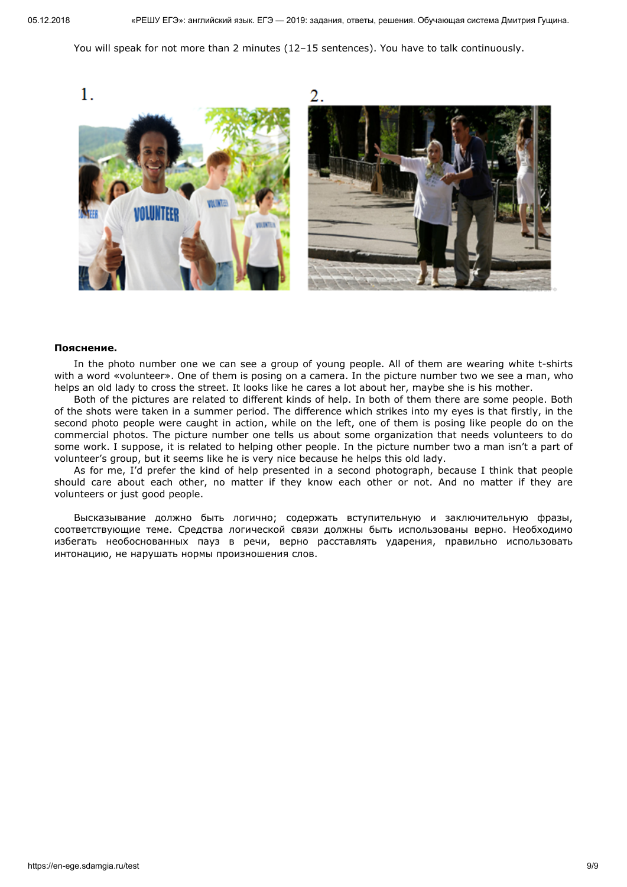You will speak for not more than 2 minutes (12–15 sentences). You have to talk continuously.

1.

2.

**Пояснение.**

In the photo number one we can see a group of young people. All of them are wearing white t-shirts with a word «volunteer». One of them is posing on a camera. In the picture number two we see a man, who helps an old lady to cross the street. It looks like he cares a lot about her, maybe she is his mother.

Both of the pictures are related to different kinds of help. In both of them there are some people. Both of the shots were taken in a summer period. The difference which strikes into my eyes is that firstly, in the second photo people were caught in action, while on the left, one of them is posing like people do on the commercial photos. The picture number one tells us about some organization that needs volunteers to do some work. I suppose, it is related to helping other people. In the picture number two a man isn't a part of volunteer's group, but it seems like he is very nice because he helps this old lady.

As for me, I'd prefer the kind of help presented in a second photograph, because I think that people should care about each other, no matter if they know each other or not. And no matter if they are volunteers or just good people.

Высказывание должно быть логично; содержать вступительную и заключительную фразы, соответствующие теме. Средства логической связи должны быть использованы верно. Необходимо избегать необоснованных пауз в речи, верно расставлять ударения, правильно использовать интонацию, не нарушать нормы произношения слов.